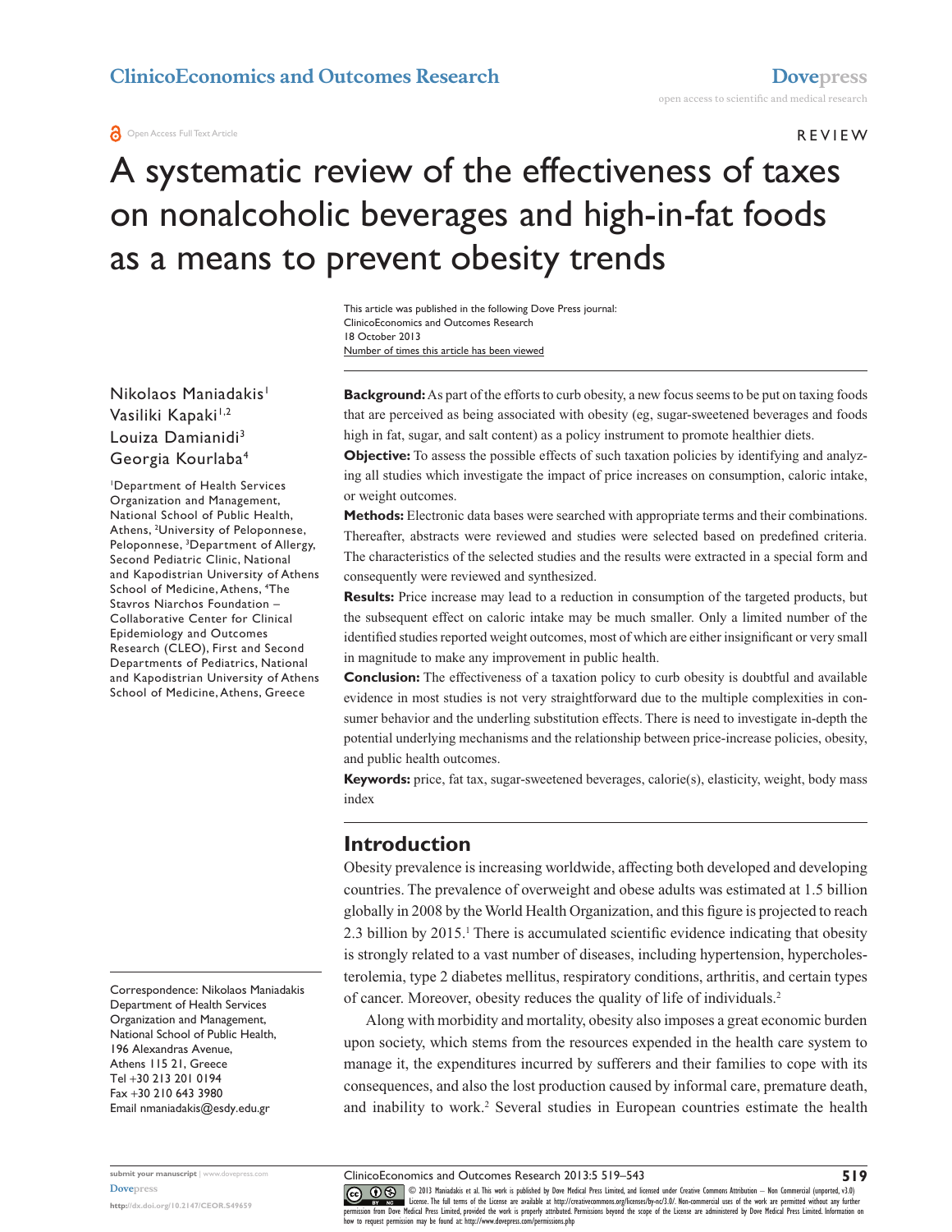REVIEW

# A systematic review of the effectiveness of taxes on nonalcoholic beverages and high-in-fat foods as a means to prevent obesity trends

This article was published in the following Dove Press journal:
ClinicoEconomics and Outcomes Research
18 October 2013
Number of times this article has been viewed

Nikolaos Maniadakis[1]
Vasiliki Kapaki[1,2]
Louiza Damianidi[3]
Georgia Kourlaba[4]

[1]Department of Health Services Organization and Management, National School of Public Health, Athens, [2]University of Peloponnese, Peloponnese, [3]Department of Allergy, Second Pediatric Clinic, National and Kapodistrian University of Athens School of Medicine, Athens, [4]The Stavros Niarchos Foundation – Collaborative Center for Clinical Epidemiology and Outcomes Research (CLEO), First and Second Departments of Pediatrics, National and Kapodistrian University of Athens School of Medicine, Athens, Greece

Correspondence: Nikolaos Maniadakis
Department of Health Services Organization and Management, National School of Public Health,
196 Alexandras Avenue,
Athens 115 21, Greece
Tel +30 213 201 0194
Fax +30 210 643 3980
Email nmaniadakis@esdy.edu.gr

**Background:** As part of the efforts to curb obesity, a new focus seems to be put on taxing foods that are perceived as being associated with obesity (eg, sugar-sweetened beverages and foods high in fat, sugar, and salt content) as a policy instrument to promote healthier diets.

**Objective:** To assess the possible effects of such taxation policies by identifying and analyzing all studies which investigate the impact of price increases on consumption, caloric intake, or weight outcomes.

**Methods:** Electronic data bases were searched with appropriate terms and their combinations. Thereafter, abstracts were reviewed and studies were selected based on predefined criteria. The characteristics of the selected studies and the results were extracted in a special form and consequently were reviewed and synthesized.

**Results:** Price increase may lead to a reduction in consumption of the targeted products, but the subsequent effect on caloric intake may be much smaller. Only a limited number of the identified studies reported weight outcomes, most of which are either insignificant or very small in magnitude to make any improvement in public health.

**Conclusion:** The effectiveness of a taxation policy to curb obesity is doubtful and available evidence in most studies is not very straightforward due to the multiple complexities in consumer behavior and the underling substitution effects. There is need to investigate in-depth the potential underlying mechanisms and the relationship between price-increase policies, obesity, and public health outcomes.

**Keywords:** price, fat tax, sugar-sweetened beverages, calorie(s), elasticity, weight, body mass index

## Introduction

Obesity prevalence is increasing worldwide, affecting both developed and developing countries. The prevalence of overweight and obese adults was estimated at 1.5 billion globally in 2008 by the World Health Organization, and this figure is projected to reach 2.3 billion by 2015.[1] There is accumulated scientific evidence indicating that obesity is strongly related to a vast number of diseases, including hypertension, hypercholesterolemia, type 2 diabetes mellitus, respiratory conditions, arthritis, and certain types of cancer. Moreover, obesity reduces the quality of life of individuals.[2]

Along with morbidity and mortality, obesity also imposes a great economic burden upon society, which stems from the resources expended in the health care system to manage it, the expenditures incurred by sufferers and their families to cope with its consequences, and also the lost production caused by informal care, premature death, and inability to work.[2] Several studies in European countries estimate the health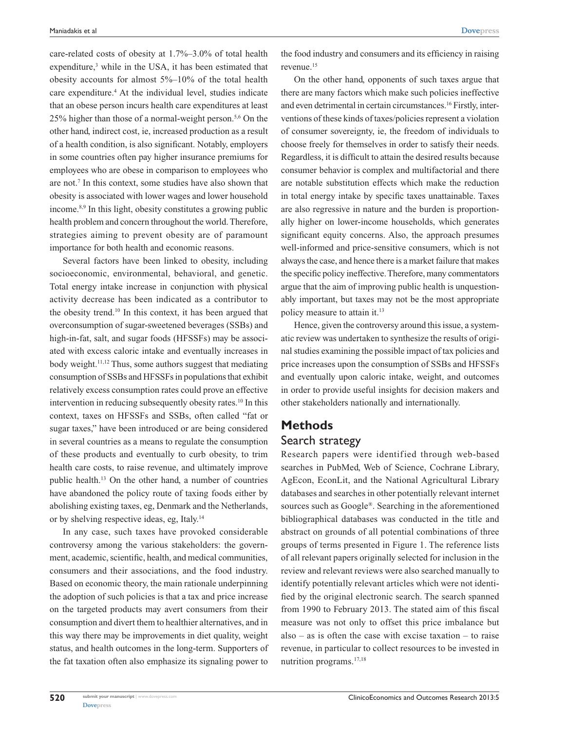care-related costs of obesity at 1.7%–3.0% of total health expenditure,[3] while in the USA, it has been estimated that obesity accounts for almost 5%–10% of the total health care expenditure.[4] At the individual level, studies indicate that an obese person incurs health care expenditures at least 25% higher than those of a normal-weight person.[5,6] On the other hand, indirect cost, ie, increased production as a result of a health condition, is also significant. Notably, employers in some countries often pay higher insurance premiums for employees who are obese in comparison to employees who are not.[7] In this context, some studies have also shown that obesity is associated with lower wages and lower household income.[8,9] In this light, obesity constitutes a growing public health problem and concern throughout the world. Therefore, strategies aiming to prevent obesity are of paramount importance for both health and economic reasons.

Several factors have been linked to obesity, including socioeconomic, environmental, behavioral, and genetic. Total energy intake increase in conjunction with physical activity decrease has been indicated as a contributor to the obesity trend.[10] In this context, it has been argued that overconsumption of sugar-sweetened beverages (SSBs) and high-in-fat, salt, and sugar foods (HFSSFs) may be associated with excess caloric intake and eventually increases in body weight.[11,12] Thus, some authors suggest that mediating consumption of SSBs and HFSSFs in populations that exhibit relatively excess consumption rates could prove an effective intervention in reducing subsequently obesity rates.[10] In this context, taxes on HFSSFs and SSBs, often called "fat or sugar taxes," have been introduced or are being considered in several countries as a means to regulate the consumption of these products and eventually to curb obesity, to trim health care costs, to raise revenue, and ultimately improve public health.[13] On the other hand, a number of countries have abandoned the policy route of taxing foods either by abolishing existing taxes, eg, Denmark and the Netherlands, or by shelving respective ideas, eg, Italy.[14]

In any case, such taxes have provoked considerable controversy among the various stakeholders: the government, academic, scientific, health, and medical communities, consumers and their associations, and the food industry. Based on economic theory, the main rationale underpinning the adoption of such policies is that a tax and price increase on the targeted products may avert consumers from their consumption and divert them to healthier alternatives, and in this way there may be improvements in diet quality, weight status, and health outcomes in the long-term. Supporters of the fat taxation often also emphasize its signaling power to the food industry and consumers and its efficiency in raising revenue.[15]

On the other hand, opponents of such taxes argue that there are many factors which make such policies ineffective and even detrimental in certain circumstances.[16] Firstly, interventions of these kinds of taxes/policies represent a violation of consumer sovereignty, ie, the freedom of individuals to choose freely for themselves in order to satisfy their needs. Regardless, it is difficult to attain the desired results because consumer behavior is complex and multifactorial and there are notable substitution effects which make the reduction in total energy intake by specific taxes unattainable. Taxes are also regressive in nature and the burden is proportionally higher on lower-income households, which generates significant equity concerns. Also, the approach presumes well-informed and price-sensitive consumers, which is not always the case, and hence there is a market failure that makes the specific policy ineffective. Therefore, many commentators argue that the aim of improving public health is unquestionably important, but taxes may not be the most appropriate policy measure to attain it.[13]

Hence, given the controversy around this issue, a systematic review was undertaken to synthesize the results of original studies examining the possible impact of tax policies and price increases upon the consumption of SSBs and HFSSFs and eventually upon caloric intake, weight, and outcomes in order to provide useful insights for decision makers and other stakeholders nationally and internationally.

## Methods

### Search strategy

Research papers were identified through web-based searches in PubMed, Web of Science, Cochrane Library, AgEcon, EconLit, and the National Agricultural Library databases and searches in other potentially relevant internet sources such as Google®. Searching in the aforementioned bibliographical databases was conducted in the title and abstract on grounds of all potential combinations of three groups of terms presented in Figure 1. The reference lists of all relevant papers originally selected for inclusion in the review and relevant reviews were also searched manually to identify potentially relevant articles which were not identified by the original electronic search. The search spanned from 1990 to February 2013. The stated aim of this fiscal measure was not only to offset this price imbalance but also – as is often the case with excise taxation – to raise revenue, in particular to collect resources to be invested in nutrition programs.[17,18]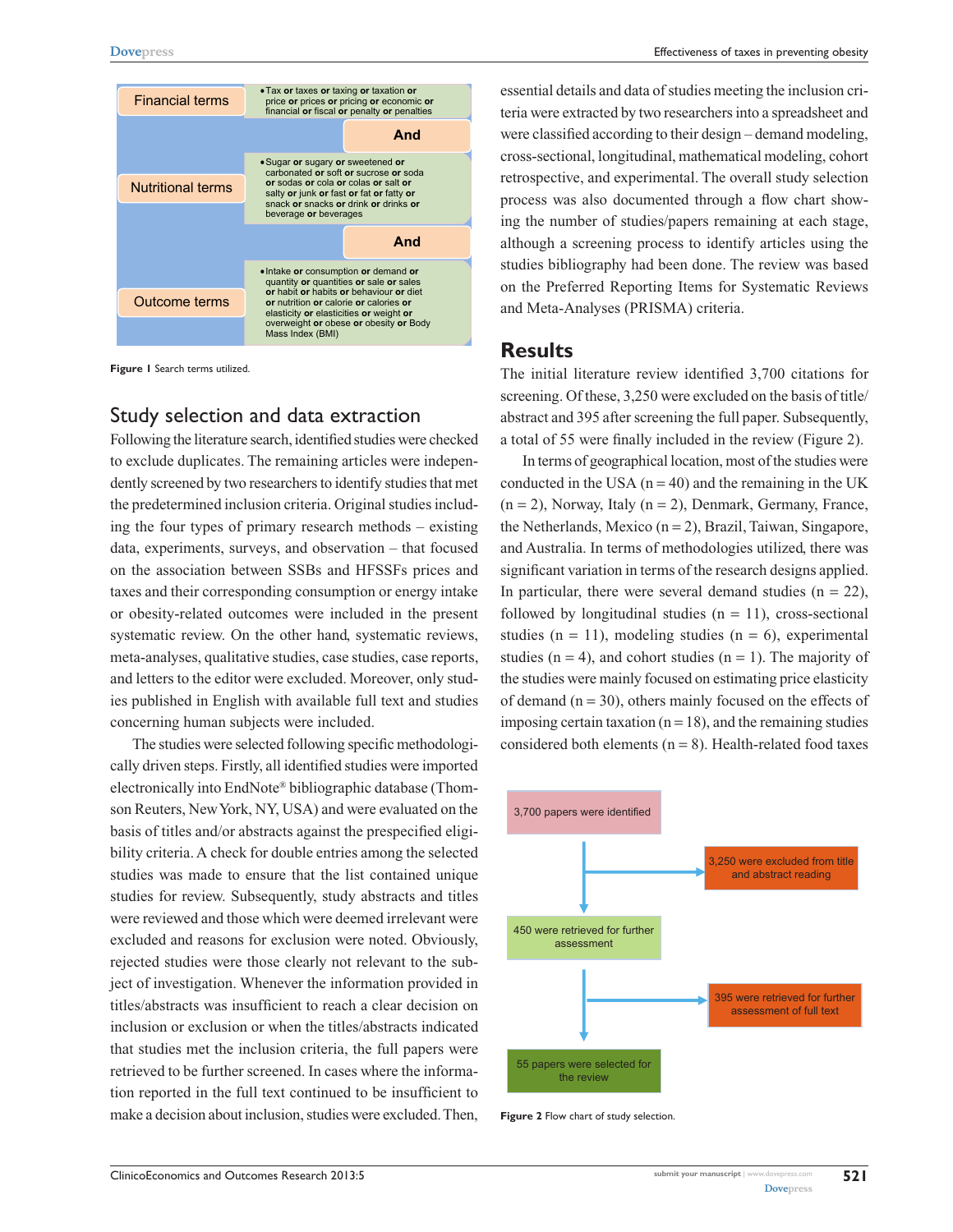Financial terms

- Tax **or** taxes **or** taxing **or** taxation **or** price **or** prices **or** pricing **or** economic **or** financial **or** fiscal **or** penalty **or** penalties

And

Nutritional terms

- Sugar **or** sugary **or** sweetened **or** carbonated **or** soft **or** sucrose **or** soda **or** sodas **or** cola **or** colas **or** salt **or** salty **or** junk **or** fast **or** fat **or** fatty **or** snack **or** snacks **or** drink **or** drinks **or** beverage **or** beverages

And

Outcome terms

- Intake **or** consumption **or** demand **or** quantity **or** quantities **or** sale **or** sales **or** habit **or** habits **or** behaviour **or** diet **or** nutrition **or** calorie **or** calories **or** elasticity **or** elasticities **or** weight **or** overweight **or** obese **or** obesity **or** Body Mass Index (BMI)

**Figure 1** Search terms utilized.

## Study selection and data extraction

Following the literature search, identified studies were checked to exclude duplicates. The remaining articles were independently screened by two researchers to identify studies that met the predetermined inclusion criteria. Original studies including the four types of primary research methods – existing data, experiments, surveys, and observation – that focused on the association between SSBs and HFSSFs prices and taxes and their corresponding consumption or energy intake or obesity-related outcomes were included in the present systematic review. On the other hand, systematic reviews, meta-analyses, qualitative studies, case studies, case reports, and letters to the editor were excluded. Moreover, only studies published in English with available full text and studies concerning human subjects were included.

The studies were selected following specific methodologically driven steps. Firstly, all identified studies were imported electronically into EndNote® bibliographic database (Thomson Reuters, New York, NY, USA) and were evaluated on the basis of titles and/or abstracts against the prespecified eligibility criteria. A check for double entries among the selected studies was made to ensure that the list contained unique studies for review. Subsequently, study abstracts and titles were reviewed and those which were deemed irrelevant were excluded and reasons for exclusion were noted. Obviously, rejected studies were those clearly not relevant to the subject of investigation. Whenever the information provided in titles/abstracts was insufficient to reach a clear decision on inclusion or exclusion or when the titles/abstracts indicated that studies met the inclusion criteria, the full papers were retrieved to be further screened. In cases where the information reported in the full text continued to be insufficient to make a decision about inclusion, studies were excluded. Then, essential details and data of studies meeting the inclusion criteria were extracted by two researchers into a spreadsheet and were classified according to their design – demand modeling, cross-sectional, longitudinal, mathematical modeling, cohort retrospective, and experimental. The overall study selection process was also documented through a flow chart showing the number of studies/papers remaining at each stage, although a screening process to identify articles using the studies bibliography had been done. The review was based on the Preferred Reporting Items for Systematic Reviews and Meta-Analyses (PRISMA) criteria.

## Results

The initial literature review identified 3,700 citations for screening. Of these, 3,250 were excluded on the basis of title/abstract and 395 after screening the full paper. Subsequently, a total of 55 were finally included in the review (Figure 2).

In terms of geographical location, most of the studies were conducted in the USA (n = 40) and the remaining in the UK (n = 2), Norway, Italy (n = 2), Denmark, Germany, France, the Netherlands, Mexico (n = 2), Brazil, Taiwan, Singapore, and Australia. In terms of methodologies utilized, there was significant variation in terms of the research designs applied. In particular, there were several demand studies (n = 22), followed by longitudinal studies (n = 11), cross-sectional studies (n = 11), modeling studies (n = 6), experimental studies (n = 4), and cohort studies (n = 1). The majority of the studies were mainly focused on estimating price elasticity of demand (n = 30), others mainly focused on the effects of imposing certain taxation (n = 18), and the remaining studies considered both elements (n = 8). Health-related food taxes

3,700 papers were identified

3,250 were excluded from title and abstract reading

450 were retrieved for further assessment

395 were retrieved for further assessment of full text

55 papers were selected for the review

**Figure 2** Flow chart of study selection.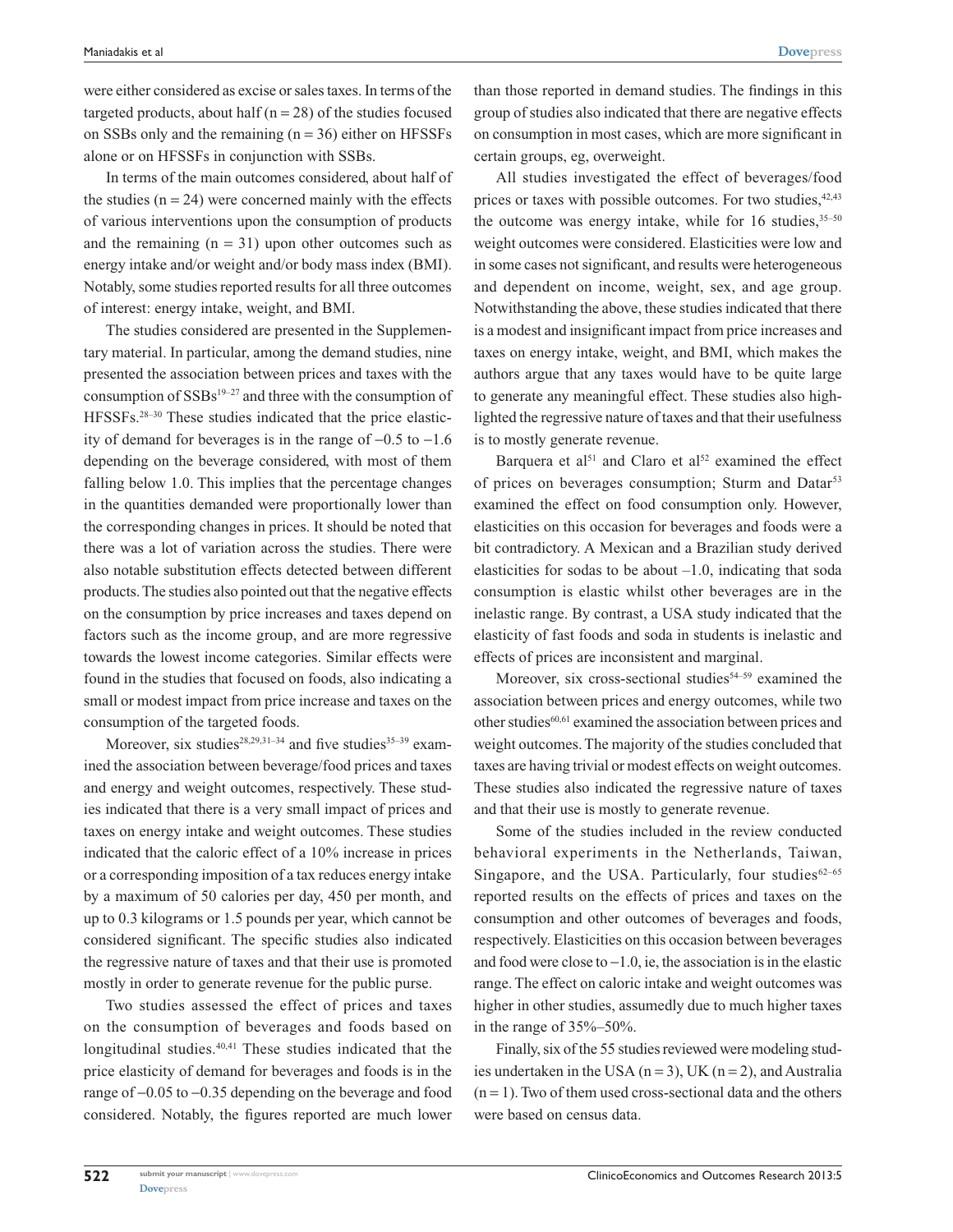were either considered as excise or sales taxes. In terms of the targeted products, about half (n = 28) of the studies focused on SSBs only and the remaining (n = 36) either on HFSSFs alone or on HFSSFs in conjunction with SSBs.

In terms of the main outcomes considered, about half of the studies (n = 24) were concerned mainly with the effects of various interventions upon the consumption of products and the remaining (n = 31) upon other outcomes such as energy intake and/or weight and/or body mass index (BMI). Notably, some studies reported results for all three outcomes of interest: energy intake, weight, and BMI.

The studies considered are presented in the Supplementary material. In particular, among the demand studies, nine presented the association between prices and taxes with the consumption of SSBs[19–27] and three with the consumption of HFSSFs.[28–30] These studies indicated that the price elasticity of demand for beverages is in the range of −0.5 to −1.6 depending on the beverage considered, with most of them falling below 1.0. This implies that the percentage changes in the quantities demanded were proportionally lower than the corresponding changes in prices. It should be noted that there was a lot of variation across the studies. There were also notable substitution effects detected between different products. The studies also pointed out that the negative effects on the consumption by price increases and taxes depend on factors such as the income group, and are more regressive towards the lowest income categories. Similar effects were found in the studies that focused on foods, also indicating a small or modest impact from price increase and taxes on the consumption of the targeted foods.

Moreover, six studies[28,29,31–34] and five studies[35–39] examined the association between beverage/food prices and taxes and energy and weight outcomes, respectively. These studies indicated that there is a very small impact of prices and taxes on energy intake and weight outcomes. These studies indicated that the caloric effect of a 10% increase in prices or a corresponding imposition of a tax reduces energy intake by a maximum of 50 calories per day, 450 per month, and up to 0.3 kilograms or 1.5 pounds per year, which cannot be considered significant. The specific studies also indicated the regressive nature of taxes and that their use is promoted mostly in order to generate revenue for the public purse.

Two studies assessed the effect of prices and taxes on the consumption of beverages and foods based on longitudinal studies.[40,41] These studies indicated that the price elasticity of demand for beverages and foods is in the range of −0.05 to −0.35 depending on the beverage and food considered. Notably, the figures reported are much lower than those reported in demand studies. The findings in this group of studies also indicated that there are negative effects on consumption in most cases, which are more significant in certain groups, eg, overweight.

All studies investigated the effect of beverages/food prices or taxes with possible outcomes. For two studies,[42,43] the outcome was energy intake, while for 16 studies,[35–50] weight outcomes were considered. Elasticities were low and in some cases not significant, and results were heterogeneous and dependent on income, weight, sex, and age group. Notwithstanding the above, these studies indicated that there is a modest and insignificant impact from price increases and taxes on energy intake, weight, and BMI, which makes the authors argue that any taxes would have to be quite large to generate any meaningful effect. These studies also highlighted the regressive nature of taxes and that their usefulness is to mostly generate revenue.

Barquera et al[51] and Claro et al[52] examined the effect of prices on beverages consumption; Sturm and Datar[53] examined the effect on food consumption only. However, elasticities on this occasion for beverages and foods were a bit contradictory. A Mexican and a Brazilian study derived elasticities for sodas to be about –1.0, indicating that soda consumption is elastic whilst other beverages are in the inelastic range. By contrast, a USA study indicated that the elasticity of fast foods and soda in students is inelastic and effects of prices are inconsistent and marginal.

Moreover, six cross-sectional studies[54–59] examined the association between prices and energy outcomes, while two other studies[60,61] examined the association between prices and weight outcomes. The majority of the studies concluded that taxes are having trivial or modest effects on weight outcomes. These studies also indicated the regressive nature of taxes and that their use is mostly to generate revenue.

Some of the studies included in the review conducted behavioral experiments in the Netherlands, Taiwan, Singapore, and the USA. Particularly, four studies[62–65] reported results on the effects of prices and taxes on the consumption and other outcomes of beverages and foods, respectively. Elasticities on this occasion between beverages and food were close to −1.0, ie, the association is in the elastic range. The effect on caloric intake and weight outcomes was higher in other studies, assumedly due to much higher taxes in the range of 35%–50%.

Finally, six of the 55 studies reviewed were modeling studies undertaken in the USA (n = 3), UK (n = 2), and Australia (n = 1). Two of them used cross-sectional data and the others were based on census data.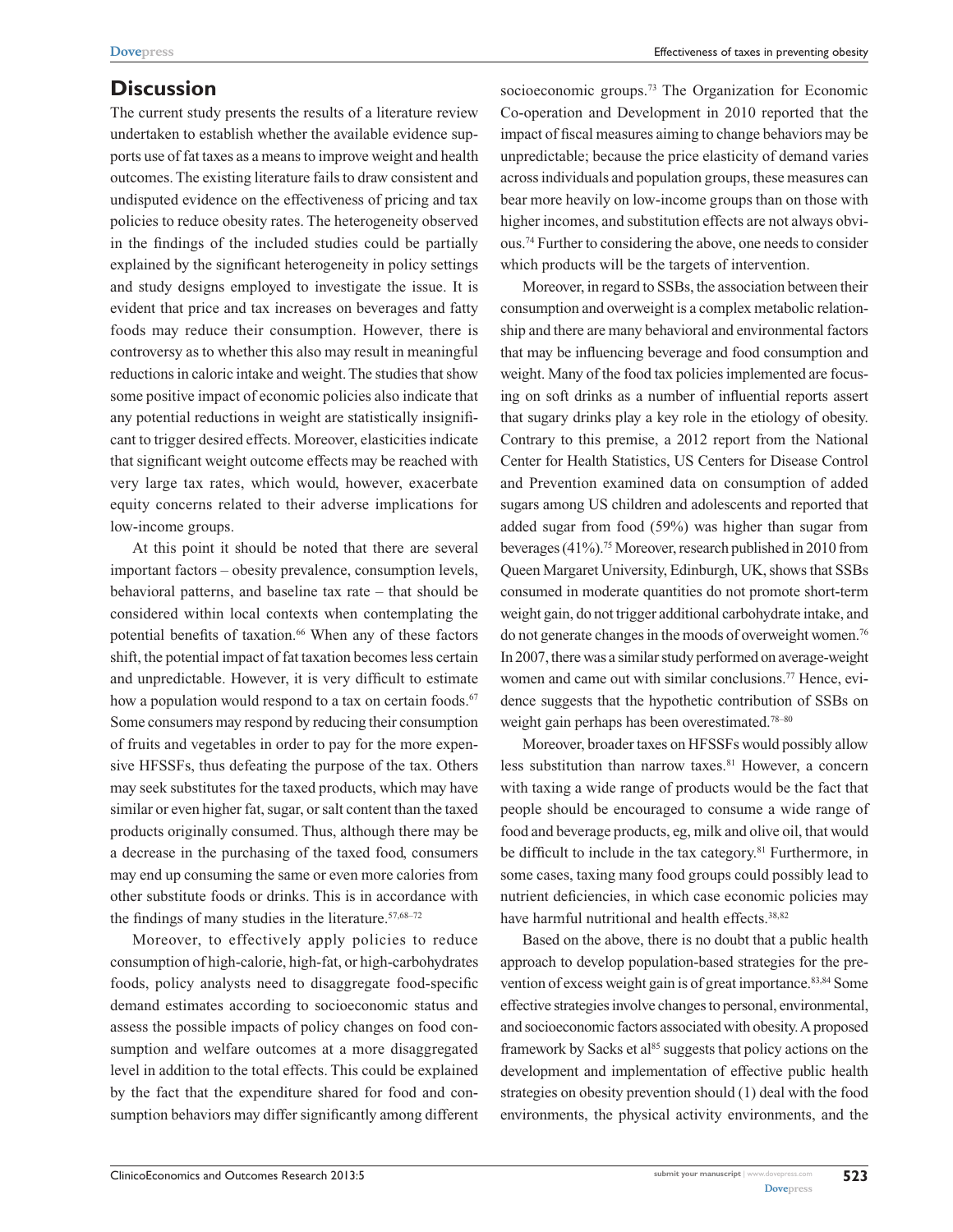## Discussion

The current study presents the results of a literature review undertaken to establish whether the available evidence supports use of fat taxes as a means to improve weight and health outcomes. The existing literature fails to draw consistent and undisputed evidence on the effectiveness of pricing and tax policies to reduce obesity rates. The heterogeneity observed in the findings of the included studies could be partially explained by the significant heterogeneity in policy settings and study designs employed to investigate the issue. It is evident that price and tax increases on beverages and fatty foods may reduce their consumption. However, there is controversy as to whether this also may result in meaningful reductions in caloric intake and weight. The studies that show some positive impact of economic policies also indicate that any potential reductions in weight are statistically insignificant to trigger desired effects. Moreover, elasticities indicate that significant weight outcome effects may be reached with very large tax rates, which would, however, exacerbate equity concerns related to their adverse implications for low-income groups.

At this point it should be noted that there are several important factors – obesity prevalence, consumption levels, behavioral patterns, and baseline tax rate – that should be considered within local contexts when contemplating the potential benefits of taxation.[66] When any of these factors shift, the potential impact of fat taxation becomes less certain and unpredictable. However, it is very difficult to estimate how a population would respond to a tax on certain foods.[67] Some consumers may respond by reducing their consumption of fruits and vegetables in order to pay for the more expensive HFSSFs, thus defeating the purpose of the tax. Others may seek substitutes for the taxed products, which may have similar or even higher fat, sugar, or salt content than the taxed products originally consumed. Thus, although there may be a decrease in the purchasing of the taxed food, consumers may end up consuming the same or even more calories from other substitute foods or drinks. This is in accordance with the findings of many studies in the literature.[57,68–72]

Moreover, to effectively apply policies to reduce consumption of high-calorie, high-fat, or high-carbohydrates foods, policy analysts need to disaggregate food-specific demand estimates according to socioeconomic status and assess the possible impacts of policy changes on food consumption and welfare outcomes at a more disaggregated level in addition to the total effects. This could be explained by the fact that the expenditure shared for food and consumption behaviors may differ significantly among different socioeconomic groups.[73] The Organization for Economic Co-operation and Development in 2010 reported that the impact of fiscal measures aiming to change behaviors may be unpredictable; because the price elasticity of demand varies across individuals and population groups, these measures can bear more heavily on low-income groups than on those with higher incomes, and substitution effects are not always obvious.[74] Further to considering the above, one needs to consider which products will be the targets of intervention.

Moreover, in regard to SSBs, the association between their consumption and overweight is a complex metabolic relationship and there are many behavioral and environmental factors that may be influencing beverage and food consumption and weight. Many of the food tax policies implemented are focusing on soft drinks as a number of influential reports assert that sugary drinks play a key role in the etiology of obesity. Contrary to this premise, a 2012 report from the National Center for Health Statistics, US Centers for Disease Control and Prevention examined data on consumption of added sugars among US children and adolescents and reported that added sugar from food (59%) was higher than sugar from beverages (41%).[75] Moreover, research published in 2010 from Queen Margaret University, Edinburgh, UK, shows that SSBs consumed in moderate quantities do not promote short-term weight gain, do not trigger additional carbohydrate intake, and do not generate changes in the moods of overweight women.[76] In 2007, there was a similar study performed on average-weight women and came out with similar conclusions.[77] Hence, evidence suggests that the hypothetic contribution of SSBs on weight gain perhaps has been overestimated.[78–80]

Moreover, broader taxes on HFSSFs would possibly allow less substitution than narrow taxes.[81] However, a concern with taxing a wide range of products would be the fact that people should be encouraged to consume a wide range of food and beverage products, eg, milk and olive oil, that would be difficult to include in the tax category.[81] Furthermore, in some cases, taxing many food groups could possibly lead to nutrient deficiencies, in which case economic policies may have harmful nutritional and health effects.[38,82]

Based on the above, there is no doubt that a public health approach to develop population-based strategies for the prevention of excess weight gain is of great importance.[83,84] Some effective strategies involve changes to personal, environmental, and socioeconomic factors associated with obesity. A proposed framework by Sacks et al[85] suggests that policy actions on the development and implementation of effective public health strategies on obesity prevention should (1) deal with the food environments, the physical activity environments, and the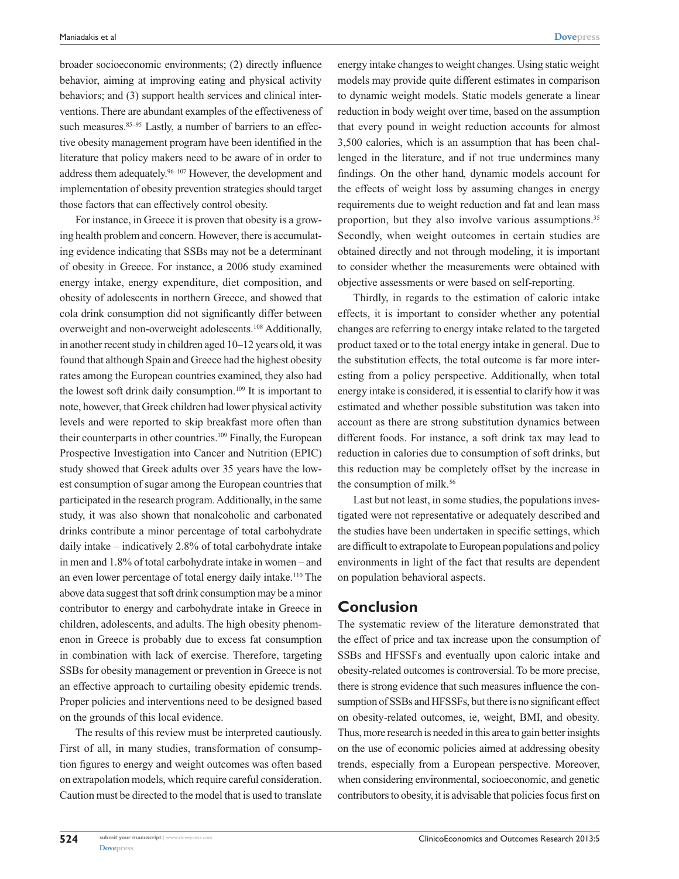broader socioeconomic environments; (2) directly influence behavior, aiming at improving eating and physical activity behaviors; and (3) support health services and clinical interventions. There are abundant examples of the effectiveness of such measures.[85–95] Lastly, a number of barriers to an effective obesity management program have been identified in the literature that policy makers need to be aware of in order to address them adequately.[96–107] However, the development and implementation of obesity prevention strategies should target those factors that can effectively control obesity.

For instance, in Greece it is proven that obesity is a growing health problem and concern. However, there is accumulating evidence indicating that SSBs may not be a determinant of obesity in Greece. For instance, a 2006 study examined energy intake, energy expenditure, diet composition, and obesity of adolescents in northern Greece, and showed that cola drink consumption did not significantly differ between overweight and non-overweight adolescents.[108] Additionally, in another recent study in children aged 10–12 years old, it was found that although Spain and Greece had the highest obesity rates among the European countries examined, they also had the lowest soft drink daily consumption.[109] It is important to note, however, that Greek children had lower physical activity levels and were reported to skip breakfast more often than their counterparts in other countries.[109] Finally, the European Prospective Investigation into Cancer and Nutrition (EPIC) study showed that Greek adults over 35 years have the lowest consumption of sugar among the European countries that participated in the research program. Additionally, in the same study, it was also shown that nonalcoholic and carbonated drinks contribute a minor percentage of total carbohydrate daily intake – indicatively 2.8% of total carbohydrate intake in men and 1.8% of total carbohydrate intake in women – and an even lower percentage of total energy daily intake.[110] The above data suggest that soft drink consumption may be a minor contributor to energy and carbohydrate intake in Greece in children, adolescents, and adults. The high obesity phenomenon in Greece is probably due to excess fat consumption in combination with lack of exercise. Therefore, targeting SSBs for obesity management or prevention in Greece is not an effective approach to curtailing obesity epidemic trends. Proper policies and interventions need to be designed based on the grounds of this local evidence.

The results of this review must be interpreted cautiously. First of all, in many studies, transformation of consumption figures to energy and weight outcomes was often based on extrapolation models, which require careful consideration. Caution must be directed to the model that is used to translate energy intake changes to weight changes. Using static weight models may provide quite different estimates in comparison to dynamic weight models. Static models generate a linear reduction in body weight over time, based on the assumption that every pound in weight reduction accounts for almost 3,500 calories, which is an assumption that has been challenged in the literature, and if not true undermines many findings. On the other hand, dynamic models account for the effects of weight loss by assuming changes in energy requirements due to weight reduction and fat and lean mass proportion, but they also involve various assumptions.[35] Secondly, when weight outcomes in certain studies are obtained directly and not through modeling, it is important to consider whether the measurements were obtained with objective assessments or were based on self-reporting.

Thirdly, in regards to the estimation of caloric intake effects, it is important to consider whether any potential changes are referring to energy intake related to the targeted product taxed or to the total energy intake in general. Due to the substitution effects, the total outcome is far more interesting from a policy perspective. Additionally, when total energy intake is considered, it is essential to clarify how it was estimated and whether possible substitution was taken into account as there are strong substitution dynamics between different foods. For instance, a soft drink tax may lead to reduction in calories due to consumption of soft drinks, but this reduction may be completely offset by the increase in the consumption of milk.[56]

Last but not least, in some studies, the populations investigated were not representative or adequately described and the studies have been undertaken in specific settings, which are difficult to extrapolate to European populations and policy environments in light of the fact that results are dependent on population behavioral aspects.

## Conclusion

The systematic review of the literature demonstrated that the effect of price and tax increase upon the consumption of SSBs and HFSSFs and eventually upon caloric intake and obesity-related outcomes is controversial. To be more precise, there is strong evidence that such measures influence the consumption of SSBs and HFSSFs, but there is no significant effect on obesity-related outcomes, ie, weight, BMI, and obesity. Thus, more research is needed in this area to gain better insights on the use of economic policies aimed at addressing obesity trends, especially from a European perspective. Moreover, when considering environmental, socioeconomic, and genetic contributors to obesity, it is advisable that policies focus first on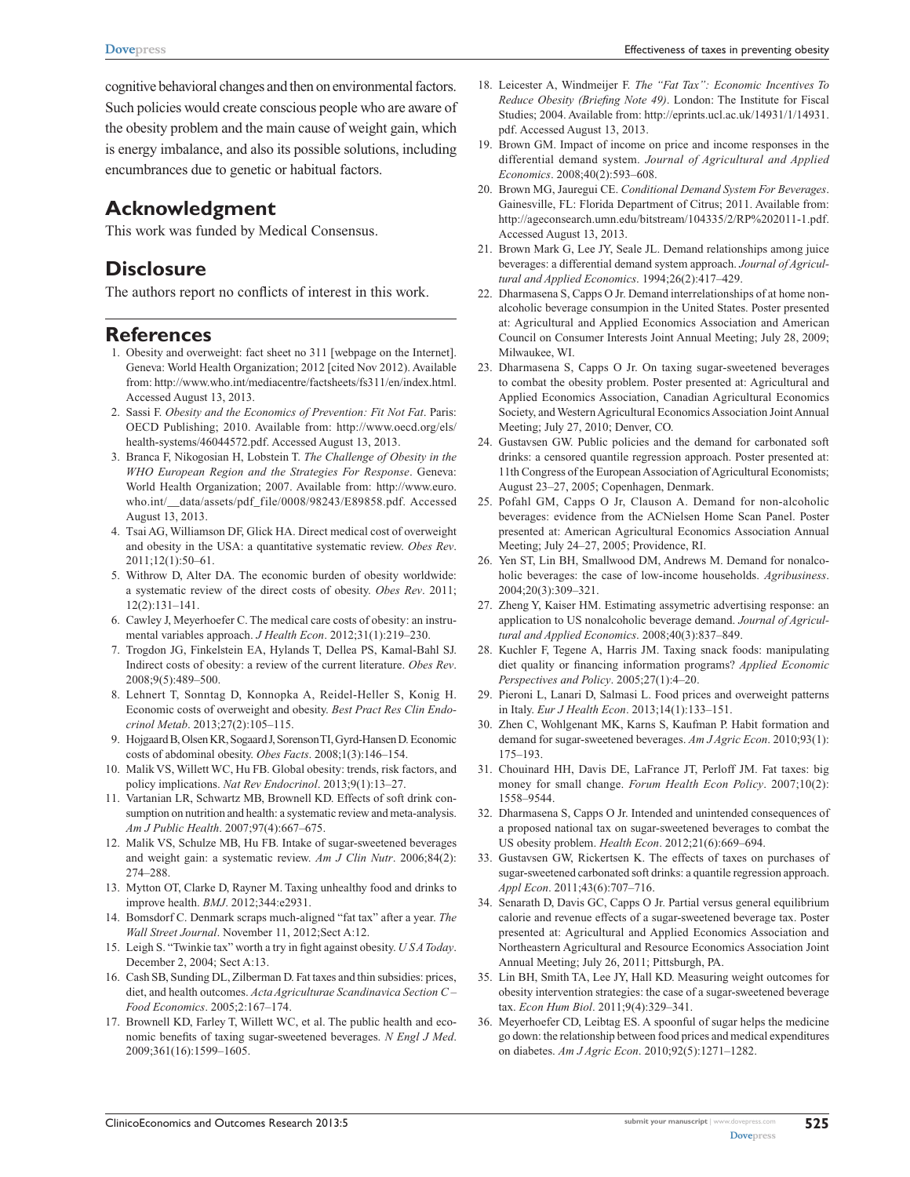cognitive behavioral changes and then on environmental factors. Such policies would create conscious people who are aware of the obesity problem and the main cause of weight gain, which is energy imbalance, and also its possible solutions, including encumbrances due to genetic or habitual factors.

## Acknowledgment

This work was funded by Medical Consensus.

## Disclosure

The authors report no conflicts of interest in this work.

## References

1. Obesity and overweight: fact sheet no 311 [webpage on the Internet]. Geneva: World Health Organization; 2012 [cited Nov 2012). Available from: http://www.who.int/mediacentre/factsheets/fs311/en/index.html. Accessed August 13, 2013.
2. Sassi F. *Obesity and the Economics of Prevention: Fit Not Fat*. Paris: OECD Publishing; 2010. Available from: http://www.oecd.org/els/health-systems/46044572.pdf. Accessed August 13, 2013.
3. Branca F, Nikogosian H, Lobstein T. *The Challenge of Obesity in the WHO European Region and the Strategies For Response*. Geneva: World Health Organization; 2007. Available from: http://www.euro.who.int/__data/assets/pdf_file/0008/98243/E89858.pdf. Accessed August 13, 2013.
4. Tsai AG, Williamson DF, Glick HA. Direct medical cost of overweight and obesity in the USA: a quantitative systematic review. *Obes Rev*. 2011;12(1):50–61.
5. Withrow D, Alter DA. The economic burden of obesity worldwide: a systematic review of the direct costs of obesity. *Obes Rev*. 2011; 12(2):131–141.
6. Cawley J, Meyerhoefer C. The medical care costs of obesity: an instrumental variables approach. *J Health Econ*. 2012;31(1):219–230.
7. Trogdon JG, Finkelstein EA, Hylands T, Dellea PS, Kamal-Bahl SJ. Indirect costs of obesity: a review of the current literature. *Obes Rev*. 2008;9(5):489–500.
8. Lehnert T, Sonntag D, Konnopka A, Reidel-Heller S, Konig H. Economic costs of overweight and obesity. *Best Pract Res Clin Endocrinol Metab*. 2013;27(2):105–115.
9. Hojgaard B, Olsen KR, Sogaard J, Sorenson TI, Gyrd-Hansen D. Economic costs of abdominal obesity. *Obes Facts*. 2008;1(3):146–154.
10. Malik VS, Willett WC, Hu FB. Global obesity: trends, risk factors, and policy implications. *Nat Rev Endocrinol*. 2013;9(1):13–27.
11. Vartanian LR, Schwartz MB, Brownell KD. Effects of soft drink consumption on nutrition and health: a systematic review and meta-analysis. *Am J Public Health*. 2007;97(4):667–675.
12. Malik VS, Schulze MB, Hu FB. Intake of sugar-sweetened beverages and weight gain: a systematic review. *Am J Clin Nutr*. 2006;84(2): 274–288.
13. Mytton OT, Clarke D, Rayner M. Taxing unhealthy food and drinks to improve health. *BMJ*. 2012;344:e2931.
14. Bomsdorf C. Denmark scraps much-aligned "fat tax" after a year. *The Wall Street Journal*. November 11, 2012;Sect A:12.
15. Leigh S. "Twinkie tax" worth a try in fight against obesity. *U S A Today*. December 2, 2004; Sect A:13.
16. Cash SB, Sunding DL, Zilberman D. Fat taxes and thin subsidies: prices, diet, and health outcomes. *Acta Agriculturae Scandinavica Section C – Food Economics*. 2005;2:167–174.
17. Brownell KD, Farley T, Willett WC, et al. The public health and economic benefits of taxing sugar-sweetened beverages. *N Engl J Med*. 2009;361(16):1599–1605.
18. Leicester A, Windmeijer F. *The "Fat Tax": Economic Incentives To Reduce Obesity (Briefing Note 49)*. London: The Institute for Fiscal Studies; 2004. Available from: http://eprints.ucl.ac.uk/14931/1/14931.pdf. Accessed August 13, 2013.
19. Brown GM. Impact of income on price and income responses in the differential demand system. *Journal of Agricultural and Applied Economics*. 2008;40(2):593–608.
20. Brown MG, Jauregui CE. *Conditional Demand System For Beverages*. Gainesville, FL: Florida Department of Citrus; 2011. Available from: http://ageconsearch.umn.edu/bitstream/104335/2/RP%202011-1.pdf. Accessed August 13, 2013.
21. Brown Mark G, Lee JY, Seale JL. Demand relationships among juice beverages: a differential demand system approach. *Journal of Agricultural and Applied Economics*. 1994;26(2):417–429.
22. Dharmasena S, Capps O Jr. Demand interrelationships of at home nonalcoholic beverage consumpion in the United States. Poster presented at: Agricultural and Applied Economics Association and American Council on Consumer Interests Joint Annual Meeting; July 28, 2009; Milwaukee, WI.
23. Dharmasena S, Capps O Jr. On taxing sugar-sweetened beverages to combat the obesity problem. Poster presented at: Agricultural and Applied Economics Association, Canadian Agricultural Economics Society, and Western Agricultural Economics Association Joint Annual Meeting; July 27, 2010; Denver, CO.
24. Gustavsen GW. Public policies and the demand for carbonated soft drinks: a censored quantile regression approach. Poster presented at: 11th Congress of the European Association of Agricultural Economists; August 23–27, 2005; Copenhagen, Denmark.
25. Pofahl GM, Capps O Jr, Clauson A. Demand for non-alcoholic beverages: evidence from the ACNielsen Home Scan Panel. Poster presented at: American Agricultural Economics Association Annual Meeting; July 24–27, 2005; Providence, RI.
26. Yen ST, Lin BH, Smallwood DM, Andrews M. Demand for nonalcoholic beverages: the case of low-income households. *Agribusiness*. 2004;20(3):309–321.
27. Zheng Y, Kaiser HM. Estimating assymetric advertising response: an application to US nonalcoholic beverage demand. *Journal of Agricultural and Applied Economics*. 2008;40(3):837–849.
28. Kuchler F, Tegene A, Harris JM. Taxing snack foods: manipulating diet quality or financing information programs? *Applied Economic Perspectives and Policy*. 2005;27(1):4–20.
29. Pieroni L, Lanari D, Salmasi L. Food prices and overweight patterns in Italy. *Eur J Health Econ*. 2013;14(1):133–151.
30. Zhen C, Wohlgenant MK, Karns S, Kaufman P. Habit formation and demand for sugar-sweetened beverages. *Am J Agric Econ*. 2010;93(1): 175–193.
31. Chouinard HH, Davis DE, LaFrance JT, Perloff JM. Fat taxes: big money for small change. *Forum Health Econ Policy*. 2007;10(2): 1558–9544.
32. Dharmasena S, Capps O Jr. Intended and unintended consequences of a proposed national tax on sugar-sweetened beverages to combat the US obesity problem. *Health Econ*. 2012;21(6):669–694.
33. Gustavsen GW, Rickertsen K. The effects of taxes on purchases of sugar-sweetened carbonated soft drinks: a quantile regression approach. *Appl Econ*. 2011;43(6):707–716.
34. Senarath D, Davis GC, Capps O Jr. Partial versus general equilibrium calorie and revenue effects of a sugar-sweetened beverage tax. Poster presented at: Agricultural and Applied Economics Association and Northeastern Agricultural and Resource Economics Association Joint Annual Meeting; July 26, 2011; Pittsburgh, PA.
35. Lin BH, Smith TA, Lee JY, Hall KD. Measuring weight outcomes for obesity intervention strategies: the case of a sugar-sweetened beverage tax. *Econ Hum Biol*. 2011;9(4):329–341.
36. Meyerhoefer CD, Leibtag ES. A spoonful of sugar helps the medicine go down: the relationship between food prices and medical expenditures on diabetes. *Am J Agric Econ*. 2010;92(5):1271–1282.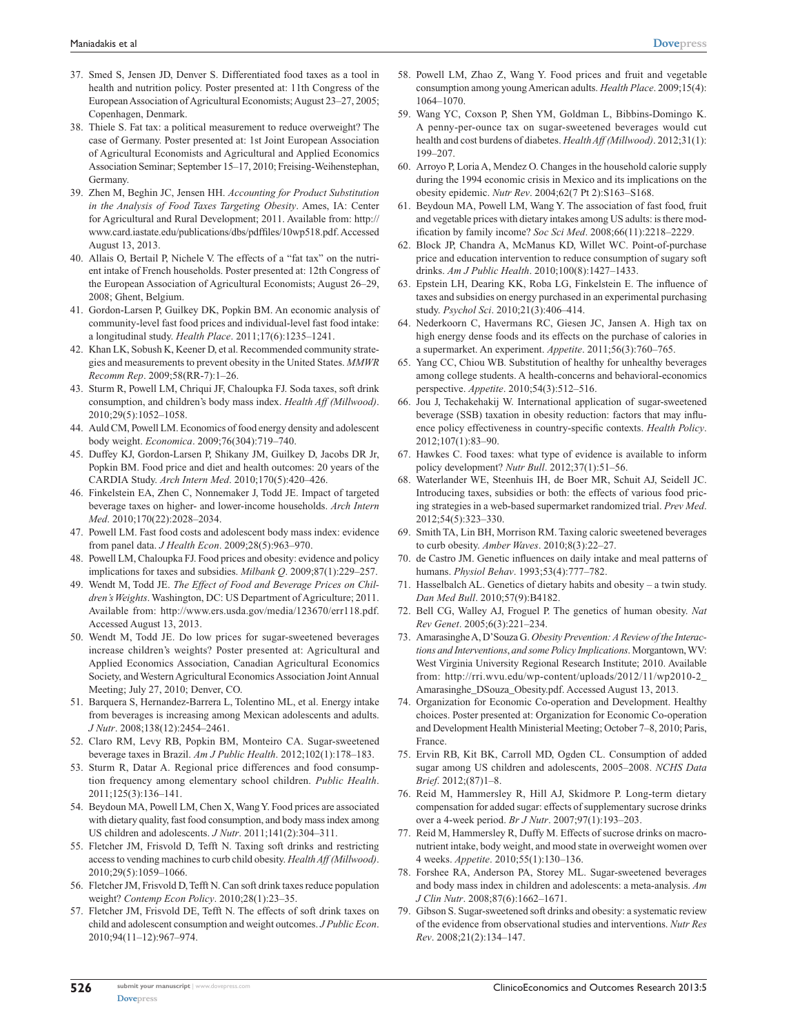37. Smed S, Jensen JD, Denver S. Differentiated food taxes as a tool in health and nutrition policy. Poster presented at: 11th Congress of the European Association of Agricultural Economists; August 23–27, 2005; Copenhagen, Denmark.
38. Thiele S. Fat tax: a political measurement to reduce overweight? The case of Germany. Poster presented at: 1st Joint European Association of Agricultural Economists and Agricultural and Applied Economics Association Seminar; September 15–17, 2010; Freising-Weihenstephan, Germany.
39. Zhen M, Beghin JC, Jensen HH. *Accounting for Product Substitution in the Analysis of Food Taxes Targeting Obesity*. Ames, IA: Center for Agricultural and Rural Development; 2011. Available from: http://www.card.iastate.edu/publications/dbs/pdffiles/10wp518.pdf. Accessed August 13, 2013.
40. Allais O, Bertail P, Nichele V. The effects of a "fat tax" on the nutrient intake of French households. Poster presented at: 12th Congress of the European Association of Agricultural Economists; August 26–29, 2008; Ghent, Belgium.
41. Gordon-Larsen P, Guilkey DK, Popkin BM. An economic analysis of community-level fast food prices and individual-level fast food intake: a longitudinal study. *Health Place*. 2011;17(6):1235–1241.
42. Khan LK, Sobush K, Keener D, et al. Recommended community strategies and measurements to prevent obesity in the United States. *MMWR Recomm Rep*. 2009;58(RR-7):1–26.
43. Sturm R, Powell LM, Chriqui JF, Chaloupka FJ. Soda taxes, soft drink consumption, and children's body mass index. *Health Aff (Millwood)*. 2010;29(5):1052–1058.
44. Auld CM, Powell LM. Economics of food energy density and adolescent body weight. *Economica*. 2009;76(304):719–740.
45. Duffey KJ, Gordon-Larsen P, Shikany JM, Guilkey D, Jacobs DR Jr, Popkin BM. Food price and diet and health outcomes: 20 years of the CARDIA Study. *Arch Intern Med*. 2010;170(5):420–426.
46. Finkelstein EA, Zhen C, Nonnemaker J, Todd JE. Impact of targeted beverage taxes on higher- and lower-income households. *Arch Intern Med*. 2010;170(22):2028–2034.
47. Powell LM. Fast food costs and adolescent body mass index: evidence from panel data. *J Health Econ*. 2009;28(5):963–970.
48. Powell LM, Chaloupka FJ. Food prices and obesity: evidence and policy implications for taxes and subsidies. *Milbank Q*. 2009;87(1):229–257.
49. Wendt M, Todd JE. *The Effect of Food and Beverage Prices on Children's Weights*. Washington, DC: US Department of Agriculture; 2011. Available from: http://www.ers.usda.gov/media/123670/err118.pdf. Accessed August 13, 2013.
50. Wendt M, Todd JE. Do low prices for sugar-sweetened beverages increase children's weights? Poster presented at: Agricultural and Applied Economics Association, Canadian Agricultural Economics Society, and Western Agricultural Economics Association Joint Annual Meeting; July 27, 2010; Denver, CO.
51. Barquera S, Hernandez-Barrera L, Tolentino ML, et al. Energy intake from beverages is increasing among Mexican adolescents and adults. *J Nutr*. 2008;138(12):2454–2461.
52. Claro RM, Levy RB, Popkin BM, Monteiro CA. Sugar-sweetened beverage taxes in Brazil. *Am J Public Health*. 2012;102(1):178–183.
53. Sturm R, Datar A. Regional price differences and food consumption frequency among elementary school children. *Public Health*. 2011;125(3):136–141.
54. Beydoun MA, Powell LM, Chen X, Wang Y. Food prices are associated with dietary quality, fast food consumption, and body mass index among US children and adolescents. *J Nutr*. 2011;141(2):304–311.
55. Fletcher JM, Frisvold D, Tefft N. Taxing soft drinks and restricting access to vending machines to curb child obesity. *Health Aff (Millwood)*. 2010;29(5):1059–1066.
56. Fletcher JM, Frisvold D, Tefft N. Can soft drink taxes reduce population weight? *Contemp Econ Policy*. 2010;28(1):23–35.
57. Fletcher JM, Frisvold DE, Tefft N. The effects of soft drink taxes on child and adolescent consumption and weight outcomes. *J Public Econ*. 2010;94(11–12):967–974.
58. Powell LM, Zhao Z, Wang Y. Food prices and fruit and vegetable consumption among young American adults. *Health Place*. 2009;15(4):1064–1070.
59. Wang YC, Coxson P, Shen YM, Goldman L, Bibbins-Domingo K. A penny-per-ounce tax on sugar-sweetened beverages would cut health and cost burdens of diabetes. *Health Aff (Millwood)*. 2012;31(1):199–207.
60. Arroyo P, Loria A, Mendez O. Changes in the household calorie supply during the 1994 economic crisis in Mexico and its implications on the obesity epidemic. *Nutr Rev*. 2004;62(7 Pt 2):S163–S168.
61. Beydoun MA, Powell LM, Wang Y. The association of fast food, fruit and vegetable prices with dietary intakes among US adults: is there modification by family income? *Soc Sci Med*. 2008;66(11):2218–2229.
62. Block JP, Chandra A, McManus KD, Willet WC. Point-of-purchase price and education intervention to reduce consumption of sugary soft drinks. *Am J Public Health*. 2010;100(8):1427–1433.
63. Epstein LH, Dearing KK, Roba LG, Finkelstein E. The influence of taxes and subsidies on energy purchased in an experimental purchasing study. *Psychol Sci*. 2010;21(3):406–414.
64. Nederkoorn C, Havermans RC, Giesen JC, Jansen A. High tax on high energy dense foods and its effects on the purchase of calories in a supermarket. An experiment. *Appetite*. 2011;56(3):760–765.
65. Yang CC, Chiou WB. Substitution of healthy for unhealthy beverages among college students. A health-concerns and behavioral-economics perspective. *Appetite*. 2010;54(3):512–516.
66. Jou J, Techakehakij W. International application of sugar-sweetened beverage (SSB) taxation in obesity reduction: factors that may influence policy effectiveness in country-specific contexts. *Health Policy*. 2012;107(1):83–90.
67. Hawkes C. Food taxes: what type of evidence is available to inform policy development? *Nutr Bull*. 2012;37(1):51–56.
68. Waterlander WE, Steenhuis IH, de Boer MR, Schuit AJ, Seidell JC. Introducing taxes, subsidies or both: the effects of various food pricing strategies in a web-based supermarket randomized trial. *Prev Med*. 2012;54(5):323–330.
69. Smith TA, Lin BH, Morrison RM. Taxing caloric sweetened beverages to curb obesity. *Amber Waves*. 2010;8(3):22–27.
70. de Castro JM. Genetic influences on daily intake and meal patterns of humans. *Physiol Behav*. 1993;53(4):777–782.
71. Hasselbalch AL. Genetics of dietary habits and obesity – a twin study. *Dan Med Bull*. 2010;57(9):B4182.
72. Bell CG, Walley AJ, Froguel P. The genetics of human obesity. *Nat Rev Genet*. 2005;6(3):221–234.
73. Amarasinghe A, D'Souza G. *Obesity Prevention: A Review of the Interactions and Interventions, and some Policy Implications*. Morgantown, WV: West Virginia University Regional Research Institute; 2010. Available from: http://rri.wvu.edu/wp-content/uploads/2012/11/wp2010-2_Amarasinghe_DSouza_Obesity.pdf. Accessed August 13, 2013.
74. Organization for Economic Co-operation and Development. Healthy choices. Poster presented at: Organization for Economic Co-operation and Development Health Ministerial Meeting; October 7–8, 2010; Paris, France.
75. Ervin RB, Kit BK, Carroll MD, Ogden CL. Consumption of added sugar among US children and adolescents, 2005–2008. *NCHS Data Brief*. 2012;(87)1–8.
76. Reid M, Hammersley R, Hill AJ, Skidmore P. Long-term dietary compensation for added sugar: effects of supplementary sucrose drinks over a 4-week period. *Br J Nutr*. 2007;97(1):193–203.
77. Reid M, Hammersley R, Duffy M. Effects of sucrose drinks on macronutrient intake, body weight, and mood state in overweight women over 4 weeks. *Appetite*. 2010;55(1):130–136.
78. Forshee RA, Anderson PA, Storey ML. Sugar-sweetened beverages and body mass index in children and adolescents: a meta-analysis. *Am J Clin Nutr*. 2008;87(6):1662–1671.
79. Gibson S. Sugar-sweetened soft drinks and obesity: a systematic review of the evidence from observational studies and interventions. *Nutr Res Rev*. 2008;21(2):134–147.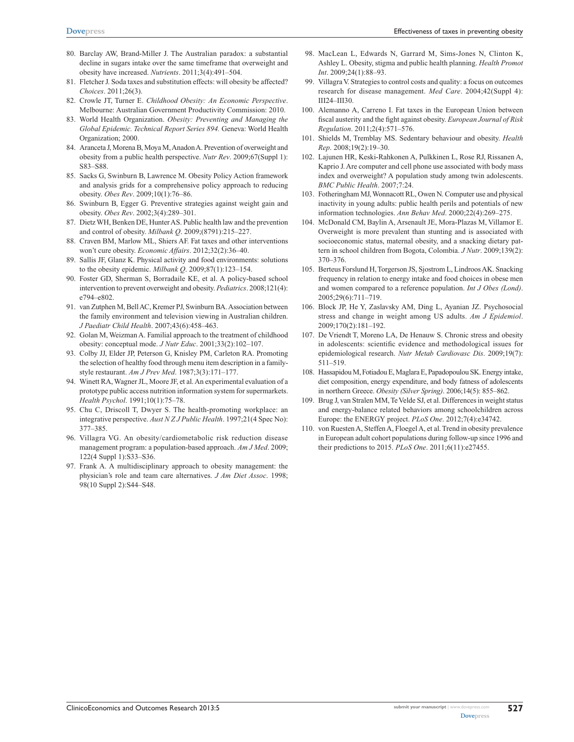80. Barclay AW, Brand-Miller J. The Australian paradox: a substantial decline in sugars intake over the same timeframe that overweight and obesity have increased. *Nutrients*. 2011;3(4):491–504.
81. Fletcher J. Soda taxes and substitution effects: will obesity be affected? *Choices*. 2011;26(3).
82. Crowle JT, Turner E. *Childhood Obesity: An Economic Perspective*. Melbourne: Australian Government Productivity Commission: 2010.
83. World Health Organization. *Obesity: Preventing and Managing the Global Epidemic. Technical Report Series 894.* Geneva: World Health Organization; 2000.
84. Aranceta J, Morena B, Moya M, Anadon A. Prevention of overweight and obesity from a public health perspective. *Nutr Rev*. 2009;67(Suppl 1): S83–S88.
85. Sacks G, Swinburn B, Lawrence M. Obesity Policy Action framework and analysis grids for a comprehensive policy approach to reducing obesity. *Obes Rev*. 2009;10(1):76–86.
86. Swinburn B, Egger G. Preventive strategies against weight gain and obesity. *Obes Rev*. 2002;3(4):289–301.
87. Dietz WH, Benken DE, Hunter AS. Public health law and the prevention and control of obesity. *Milbank Q*. 2009;(8791):215–227.
88. Craven BM, Marlow ML, Shiers AF. Fat taxes and other interventions won't cure obesity. *Economic Affairs*. 2012;32(2):36–40.
89. Sallis JF, Glanz K. Physical activity and food environments: solutions to the obesity epidemic. *Milbank Q*. 2009;87(1):123–154.
90. Foster GD, Sherman S, Borradaile KE, et al. A policy-based school intervention to prevent overweight and obesity. *Pediatrics*. 2008;121(4): e794–e802.
91. van Zutphen M, Bell AC, Kremer PJ, Swinburn BA. Association between the family environment and television viewing in Australian children. *J Paediatr Child Health*. 2007;43(6):458–463.
92. Golan M, Weizman A. Familial approach to the treatment of childhood obesity: conceptual mode. *J Nutr Educ*. 2001;33(2):102–107.
93. Colby JJ, Elder JP, Peterson G, Knisley PM, Carleton RA. Promoting the selection of healthy food through menu item description in a family-style restaurant. *Am J Prev Med*. 1987;3(3):171–177.
94. Winett RA, Wagner JL, Moore JF, et al. An experimental evaluation of a prototype public access nutrition information system for supermarkets. *Health Psychol*. 1991;10(1):75–78.
95. Chu C, Driscoll T, Dwyer S. The health-promoting workplace: an integrative perspective. *Aust N Z J Public Health*. 1997;21(4 Spec No): 377–385.
96. Villagra VG. An obesity/cardiometabolic risk reduction disease management program: a population-based approach. *Am J Med*. 2009; 122(4 Suppl 1):S33–S36.
97. Frank A. A multidisciplinary approach to obesity management: the physician's role and team care alternatives. *J Am Diet Assoc*. 1998; 98(10 Suppl 2):S44–S48.
98. MacLean L, Edwards N, Garrard M, Sims-Jones N, Clinton K, Ashley L. Obesity, stigma and public health planning. *Health Promot Int*. 2009;24(1):88–93.
99. Villagra V. Strategies to control costs and quality: a focus on outcomes research for disease management. *Med Care*. 2004;42(Suppl 4): III24–III30.
100. Alemanno A, Carreno I. Fat taxes in the European Union between fiscal austerity and the fight against obesity. *European Journal of Risk Regulation*. 2011;2(4):571–576.
101. Shields M, Tremblay MS. Sedentary behaviour and obesity. *Health Rep*. 2008;19(2):19–30.
102. Lajunen HR, Keski-Rahkonen A, Pulkkinen L, Rose RJ, Rissanen A, Kaprio J. Are computer and cell phone use associated with body mass index and overweight? A population study among twin adolescents. *BMC Public Health*. 2007;7:24.
103. Fotheringham MJ, Wonnacott RL, Owen N. Computer use and physical inactivity in young adults: public health perils and potentials of new information technologies. *Ann Behav Med*. 2000;22(4):269–275.
104. McDonald CM, Baylin A, Arsenault JE, Mora-Plazas M, Villamor E. Overweight is more prevalent than stunting and is associated with socioeconomic status, maternal obesity, and a snacking dietary pattern in school children from Bogota, Colombia. *J Nutr*. 2009;139(2): 370–376.
105. Berteus Forslund H, Torgerson JS, Sjostrom L, Lindroos AK. Snacking frequency in relation to energy intake and food choices in obese men and women compared to a reference population. *Int J Obes (Lond)*. 2005;29(6):711–719.
106. Block JP, He Y, Zaslavsky AM, Ding L, Ayanian JZ. Psychosocial stress and change in weight among US adults. *Am J Epidemiol*. 2009;170(2):181–192.
107. De Vriendt T, Moreno LA, De Henauw S. Chronic stress and obesity in adolescents: scientific evidence and methodological issues for epidemiological research. *Nutr Metab Cardiovasc Dis*. 2009;19(7): 511–519.
108. Hassapidou M, Fotiadou E, Maglara E, Papadopoulou SK. Energy intake, diet composition, energy expenditure, and body fatness of adolescents in northern Greece. *Obesity (Silver Spring)*. 2006;14(5): 855–862.
109. Brug J, van Stralen MM, Te Velde SJ, et al. Differences in weight status and energy-balance related behaviors among schoolchildren across Europe: the ENERGY project. *PLoS One*. 2012;7(4):e34742.
110. von Ruesten A, Steffen A, Floegel A, et al. Trend in obesity prevalence in European adult cohort populations during follow-up since 1996 and their predictions to 2015. *PLoS One*. 2011;6(11):e27455.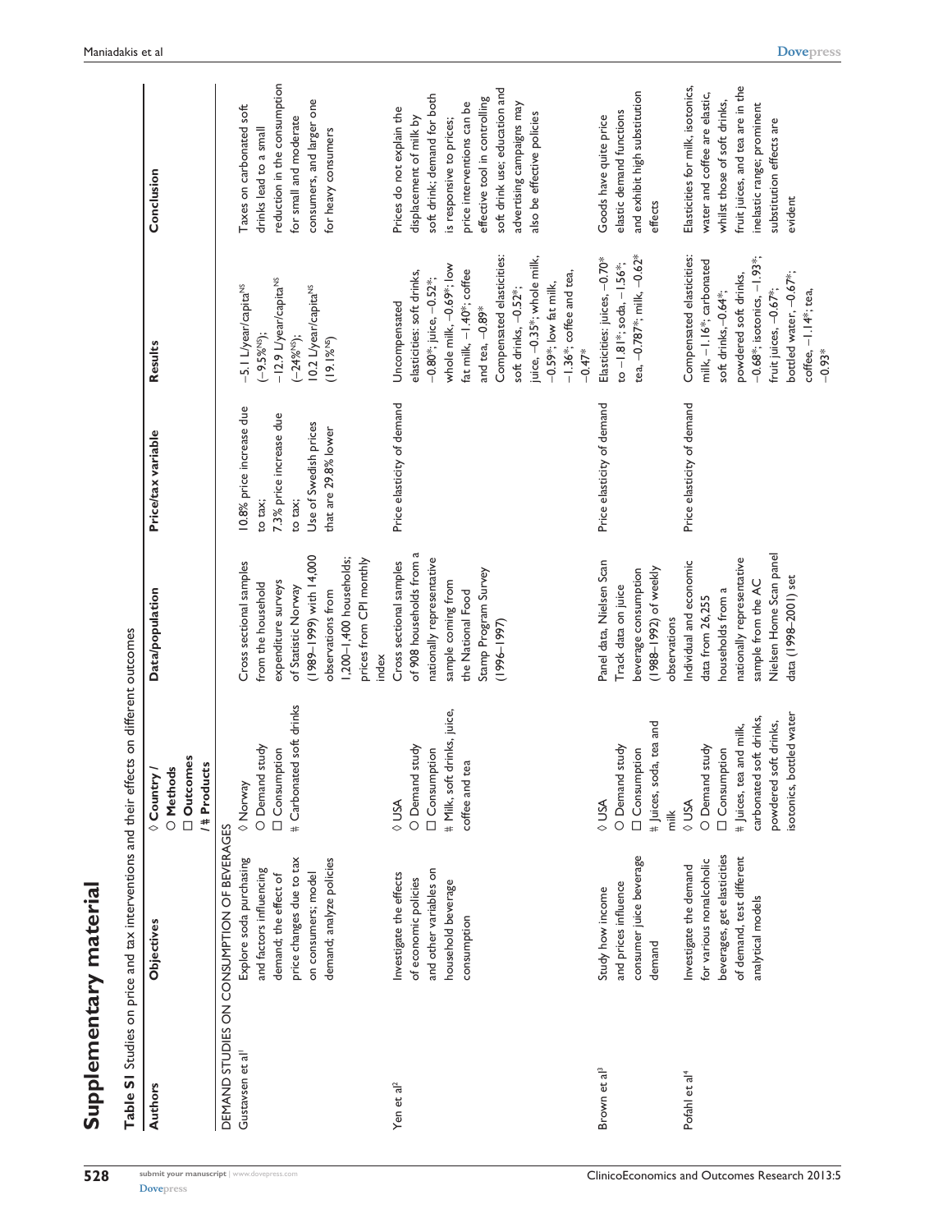# Supplementary material

**Table S1** Studies on price and tax interventions and their effects on different outcomes

| Authors | Objectives | ◊ Country / ○ Methods / □ Outcomes / # Products | Data/population | Price/tax variable | Results | Conclusion |
|---|---|---|---|---|---|---|
| DEMAND STUDIES ON CONSUMPTION OF BEVERAGES | | | | | | |
| Gustavsen et al[1] | Explore soda purchasing and factors influencing demand; the effect of price changes due to tax on consumers; model demand; analyze policies | ◊ Norway ○ Demand study □ Consumption # Carbonated soft drinks | Cross sectional samples from the household expenditure surveys of Statistic Norway (1989–1999) with 14,000 observations from 1,200–1,400 households; prices from CPI monthly index | 10.8% price increase due to tax; 7.3% price increase due to tax; Use of Swedish prices that are 29.8% lower | −5.1 L/year/capita[NS] (−9.5%[NS]); −12.9 L/year/capita[NS] (−24%[NS]); 10.2 L/year/capita[NS] (19.1%[NS]) | Taxes on carbonated soft drinks lead to a small reduction in the consumption for small and moderate consumers, and larger one for heavy consumers |
| Yen et al[2] | Investigate the effects of economic policies and other variables on household beverage consumption | ◊ USA ○ Demand study □ Consumption # Milk, soft drinks, juice, coffee and tea | Cross sectional samples of 908 households from a nationally representative sample coming from the National Food Stamp Program Survey (1996–1997) | Price elasticity of demand | Uncompensated elasticities: soft drinks, −0.80*; juice, −0.52*; whole milk, −0.69*; low fat milk, −1.40*; coffee and tea, −0.89* Compensated elasticities: soft drinks, −0.52*; juice, −0.35*; whole milk, −0.59*; low fat milk, −1.36*; coffee and tea, −0.47* | Prices do not explain the displacement of milk by soft drink; demand for both is responsive to prices; price interventions can be effective tool in controlling soft drink use; education and advertising campaigns may also be effective policies |
| Brown et al[3] | Study how income and prices influence consumer juice beverage demand | ◊ USA ○ Demand study □ Consumption # Juices, soda, tea and milk | Panel data, Nielsen Scan Track data on juice beverage consumption (1988–1992) of weekly observations | Price elasticity of demand | Elasticities: juices, −0.70* to −1.81*; soda, −1.56*; tea, −0.787*; milk, −0.62* | Goods have quite price elastic demand functions and exhibit high substitution effects |
| Pofahl et al[4] | Investigate the demand for various nonalcoholic beverages, get elasticities of demand, test different analytical models | ◊ USA ○ Demand study □ Consumption # Juices, tea and milk, carbonated soft drinks, powdered soft drinks, isotonics, bottled water | Individual and economic data from 26,255 households from a nationally representative sample from the AC Nielsen Home Scan panel data (1998–2001) set | Price elasticity of demand | Compensated elasticities: milk, −1.16*; carbonated soft drinks, −0.64*; powdered soft drinks, −0.68*; isotonics, −1.93*; fruit juices, −0.67*; bottled water, −0.67*; coffee, −1.14*; tea, −0.93* | Elasticities for milk, isotonics, water and coffee are elastic, whilst those of soft drinks, fruit juices, and tea are in the inelastic range; prominent substitution effects are evident |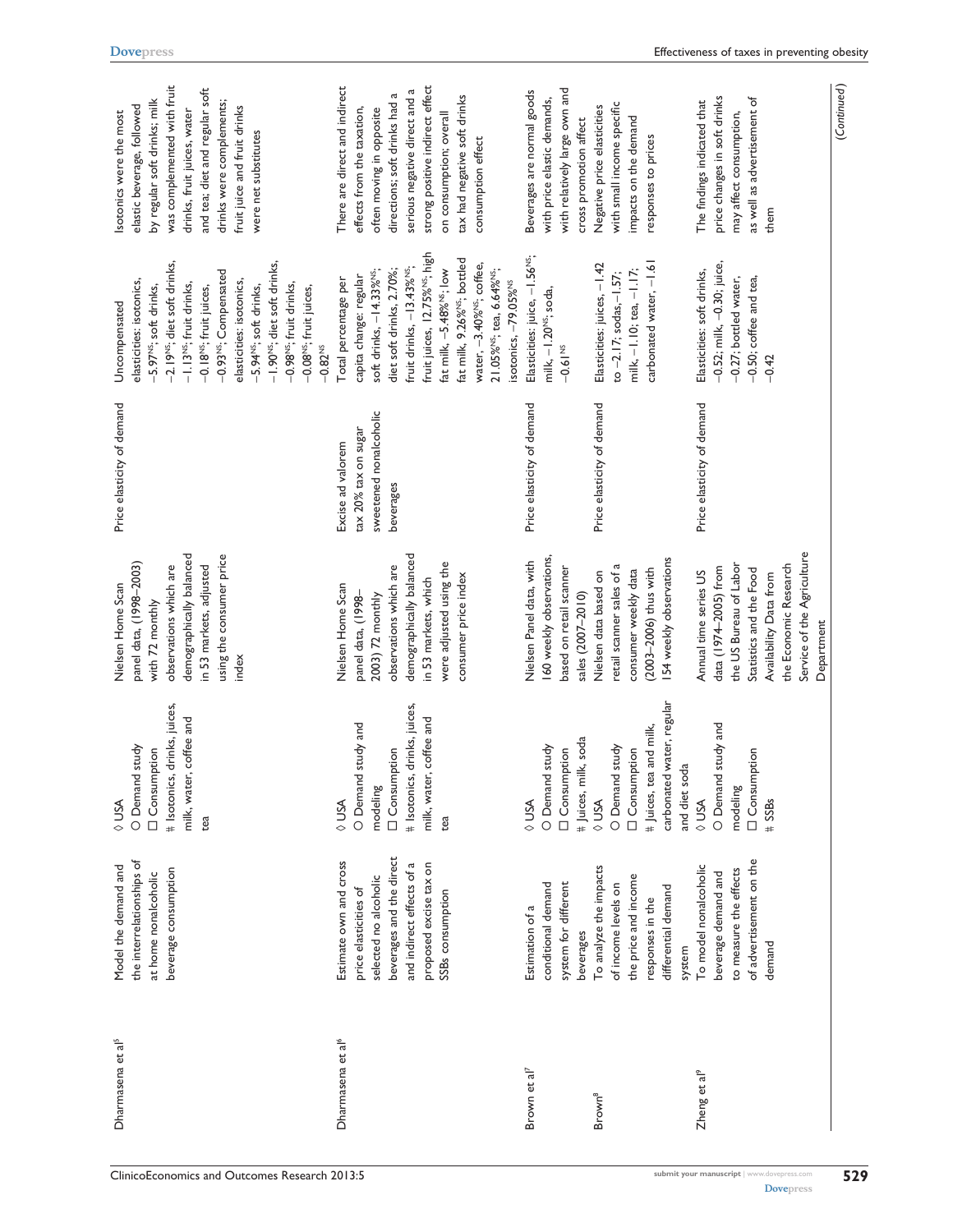| | | | | | | |
|---|---|---|---|---|---|---|
| Dharmasena et al[5] | Model the demand and the interrelationships of at home nonalcoholic beverage consumption | ◊ USA<br>○ Demand study<br>□ Consumption<br># Isotonics, drinks, juices, milk, water, coffee and tea | Nielsen Home Scan panel data, (1998–2003) with 72 monthly observations which are demographically balanced in 53 markets, adjusted using the consumer price index | Price elasticity of demand | Uncompensated elasticities: isotonics, −5.97[NS]; soft drinks, −2.19[NS]; diet soft drinks, −1.13[NS]; fruit drinks, −0.18[NS]; fruit juices, −0.93[NS]; Compensated elasticities: isotonics, −5.94[NS]; soft drinks, −1.90[NS]; diet soft drinks, −0.98[NS]; fruit drinks, −0.08[NS]; fruit juices, −0.82[NS] | Isotonics were the most elastic beverage, followed by regular soft drinks; milk was complemented with fruit drinks, fruit juices, water and tea; diet and regular soft drinks were complements; fruit juice and fruit drinks were net substitutes |
| Dharmasena et al[6] | Estimate own and cross price elasticities of selected no alcoholic beverages and the direct and indirect effects of a proposed excise tax on SSBs consumption | ◊ USA<br>○ Demand study and modeling<br>□ Consumption<br># Isotonics, drinks, juices, milk, water, coffee and tea | Nielsen Home Scan panel data, (1998–2003) 72 monthly observations which are demographically balanced in 53 markets, which were adjusted using the consumer price index | Excise ad valorem tax 20% tax on sugar sweetened nonalcoholic beverages | Total percentage per capita change: regular soft drinks, −14.33%[NS]; diet soft drinks, 2.70%; fruit drinks, −13.43%[NS]; fruit juices, 12.75%[NS]; high fat milk, −5.48%[NS]; low fat milk, 9.26%[NS]; bottled water, −3.40%[NS]; coffee, 21.05%[NS]; tea, 6.64%[NS]; isotonics, −79.05%[NS] | There are direct and indirect effects from the taxation, often moving in opposite directions; soft drinks had a serious negative direct and a strong positive indirect effect on consumption; overall tax had negative soft drinks consumption effect |
| Brown et al[7] | Estimation of a conditional demand system for different beverages | ◊ USA<br>○ Demand study<br>□ Consumption<br># Juices, milk, soda | Nielsen Panel data, with 160 weekly observations, based on retail scanner sales (2007–2010) | Price elasticity of demand | Elasticities: juice, −1.56[NS]; milk, −1.20[NS]; soda, −0.61[NS] | Beverages are normal goods with price elastic demands, with relatively large own and cross promotion affect |
| Brown[8] | To analyze the impacts of income levels on the price and income responses in the differential demand system | ◊ USA<br>○ Demand study<br>□ Consumption<br># Juices, tea and milk, carbonated water, regular and diet soda | Nielsen data based on retail scanner sales of a consumer weekly data (2003–2006) thus with 154 weekly observations | Price elasticity of demand | Elasticities: juices, −1.42 to −2.17; sodas, −1.57; milk, −1.10; tea, −1.17; carbonated water, −1.61 | Negative price elasticities with small income specific impacts on the demand responses to prices |
| Zheng et al[9] | To model nonalcoholic beverage demand and to measure the effects of advertisement on the demand | ◊ USA<br>○ Demand study and modeling<br>□ Consumption<br># SSBs | Annual time series US data (1974–2005) from the US Bureau of Labor Statistics and the Food Availability Data from the Economic Research Service of the Agriculture Department | Price elasticity of demand | Elasticities: soft drinks, −0.52; milk, −0.30; juice, −0.27; bottled water, −0.50; coffee and tea, −0.42 | The findings indicated that price changes in soft drinks may affect consumption, as well as advertisement of them |

(Continued)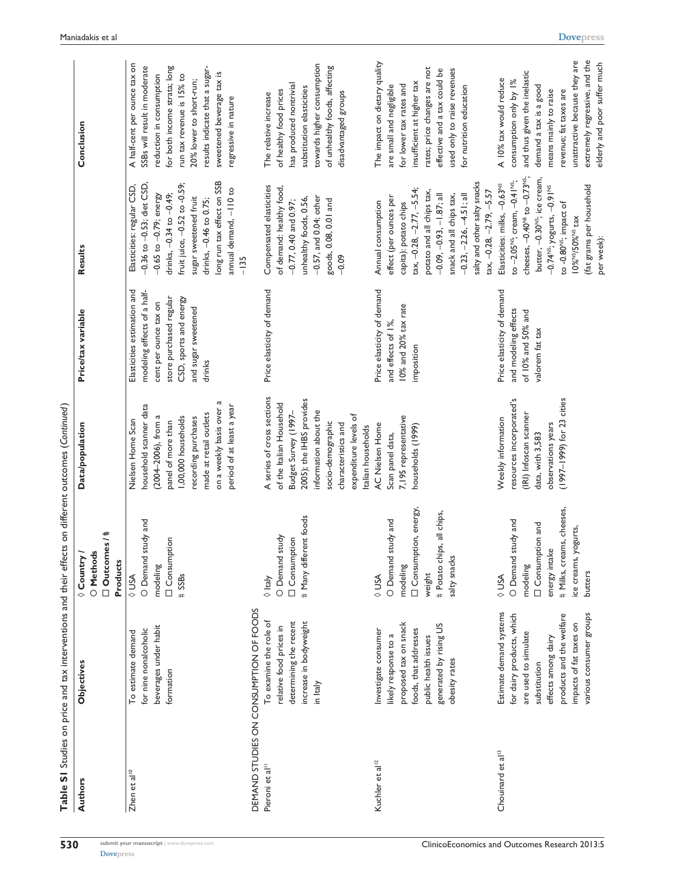**Table S1** Studies on price and tax interventions and their effects on different outcomes (*Continued*)

| Authors | Objectives | ◊ Country / ○ Methods / □ Outcomes / # Products | Data/population | Price/tax variable | Results | Conclusion |
|---|---|---|---|---|---|---|
| Zhen et al[10] | To estimate demand for nine nonalcoholic beverages under habit formation | ◊ USA ○ Demand study and modeling □ Consumption # SSBs | Nielsen Home Scan household scanner data (2004–2006), from a panel of more than 1,00,000 households recording purchases made at retail outlets on a weekly basis over a period of at least a year | Elasticities estimation and modeling effects of a half-cent per ounce tax on store purchased regular CSD, sports and energy and sugar sweetened drinks | Elasticities: regular CSD, −0.36 to −0.53; diet CSD, −0.65 to −0.79; energy drinks, −0.34 to −0.49; fruit juice, −0.52 to -0.59; sugar sweetened fruit drinks, −0.46 to 0.75; long run tax effect on SSB annual demand, −110 to −135 | A half-cent per ounce tax on SSBs will result in moderate reduction in consumption for both income strata; long run tax revenue is 15% to 20% lower to short-run; results indicate that a sugar-sweetened beverage tax is regressive in nature |
| DEMAND STUDIES ON CONSUMPTION OF FOODS | | | | | | |
| Pieroni et al[11] | To examine the role of relative food prices in determining the recent increase in bodyweight in Italy | ◊ Italy ○ Demand study □ Consumption # Many different foods | A series of cross sections of the Italian Household Budget Survey (1997–2005); the IHBS provides information about the socio-demographic characteristics and expenditure levels of Italian households | Price elasticity of demand | Compensated elasticities of demand: healthy food, −0.77, 0.40 and 0.97; unhealthy foods, 0.56, −0.57, and 0.04; other goods, 0.08, 0.01 and −0.09 | The relative increase of healthy food prices has produced nontrivial substitution elasticities towards higher consumption of unhealthy foods, affecting disadvantaged groups |
| Kuchler et al[12] | Investigate consumer likely response to a proposed tax on snack foods, that addresses public health issues generated by rising US obesity rates | ◊ USA ○ Demand study and modeling □ Consumption, energy, weight # Potato chips, all chips, salty snacks | AC Nielsen Home Scan panel data, 7,195 representative households (1999) | Price elasticity of demand and effects of 1%, 10% and 20% tax rate imposition | Annual consumption effect (per ounces per capita): potato chips tax, −0.28, −2.77, −5.54; potato and all chips tax, −0.09, −0.93, −1.87; all snack and all chips tax, −0.23, −2.26, −4.51; all salty and other salty snacks tax, −0.28, −2.79, −5.57 | The impact on dietary quality are small and negligible for lower tax rates and insufficient at higher tax rates; price changes are not effective and a tax could be used only to raise revenues for nutrition education |
| Chouinard et al[13] | Estimate demand systems for dairy products, which are used to simulate substitution effects among dairy products and the welfare impacts of fat taxes on various consumer groups | ◊ USA ○ Demand study and modeling □ Consumption and energy intake # Milks, creams, cheeses, ice creams, yogurts, butters | Weekly information resources incorporated's (IRI) Infoscan scanner data, with 3,583 observations years (1997–1999) for 23 cities | Price elasticity of demand and modeling effects of 10% and 50% and valorem fat tax | Elasticities: milks, −0.63[NS] to −2.05[NS]; cream, −0.41[NS]; cheeses, −0.40[NS] to −0.73[NS]; butter, −0.30[NS]; ice cream, −0.74[NS]; yogurts, −0.91[NS] to −0.80[NS]; impact of 10%[NS]/50%[NS] tax (fat grams per household per week): | A 10% tax would reduce consumption only by 1% and thus given the inelastic demand a tax is a good means mainly to raise revenue; fat taxes are unattractive because they are extremely regressive, and the elderly and poor suffer much |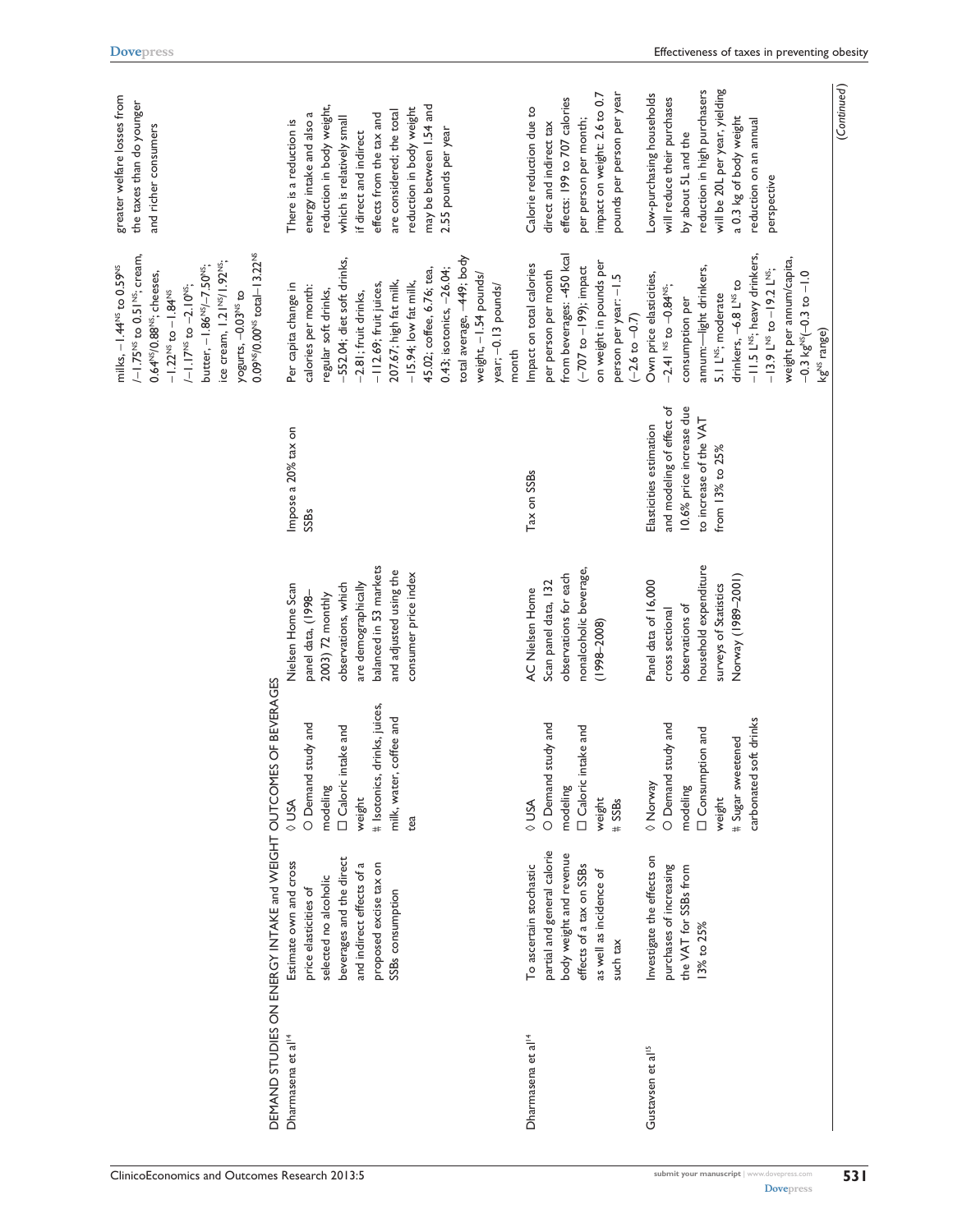| | | | | | | |
|---|---|---|---|---|---|---|
| | | | | | milks, $-1.44^{NS}$ to $0.59^{NS}$ / $-1.75^{NS}$ to $0.51^{NS}$; cream, $0.64^{NS}/0.88^{NS}$; cheeses, $-1.22^{NS}$ to $-1.84^{NS}$ / $-1.17^{NS}$ to $-2.10^{NS}$; butter, $-1.86^{NS}/-7.50^{NS}$; ice cream, $1.21^{NS}/1.92^{NS}$; yogurts, $-0.03^{NS}$ to $0.09^{NS}/0.00^{NS}$ total–$13.22^{NS}$ | greater welfare losses from the taxes than do younger and richer consumers |
| **DEMAND STUDIES ON ENERGY INTAKE and WEIGHT OUTCOMES OF BEVERAGES** | | | | | | |
| Dharmasena et al[14] | Estimate own and cross price elasticities of selected no alcoholic beverages and the direct and indirect effects of a proposed excise tax on SSBs consumption | ◊ USA<br>○ Demand study and modeling<br>□ Caloric intake and weight<br># Isotonics, drinks, juices, milk, water, coffee and tea | Nielsen Home Scan panel data, (1998–2003) 72 monthly observations, which are demographically balanced in 53 markets and adjusted using the consumer price index | Impose a 20% tax on SSBs | Per capita change in calories per month: regular soft drinks, –552.04; diet soft drinks, –2.81; fruit drinks, –112.69; fruit juices, 207.67; high fat milk, –15.94; low fat milk, 45.02; coffee, 6.76; tea, 0.43; isotonics, –26.04; total average, –449; body weight, –1.54 pounds/year; –0.13 pounds/month | There is a reduction is energy intake and also a reduction in body weight, which is relatively small if direct and indirect effects from the tax and are considered; the total reduction in body weight may be between 1.54 and 2.55 pounds per year |
| Dharmasena et al[14] | To ascertain stochastic partial and general calorie body weight and revenue effects of a tax on SSBs as well as incidence of such tax | ◊ USA<br>○ Demand study and modeling<br>□ Caloric intake and weight<br># SSBs | AC Nielsen Home Scan panel data, 132 observations for each nonalcoholic beverage, (1998–2008) | Tax on SSBs | Impact on total calories per person per month from beverages: -450 kcal (–707 to –199); impact on weight in pounds per person per year: –1.5 (–2.6 to –0.7) | Calorie reduction due to direct and indirect tax effects: 199 to 707 calories per person per month; impact on weight: 2.6 to 0.7 pounds per person per year |
| Gustavsen et al[15] | Investigate the effects on purchases of increasing the VAT for SSBs from 13% to 25% | ◊ Norway<br>○ Demand study and modeling<br>□ Consumption and weight<br># Sugar sweetened carbonated soft drinks | Panel data of 16,000 cross sectional observations of household expenditure surveys of Statistics Norway (1989–2001) | Elasticities estimation and modeling of effect of 10.6% price increase due to increase of the VAT from 13% to 25% | Own price elasticities, $-2.41^{NS}$ to $-0.84^{NS}$; consumption per annum:—light drinkers, $5.1\ L^{NS}$, moderate drinkers, $-6.8\ L^{NS}$ to $-11.5\ L^{NS}$, heavy drinkers, $-13.9\ L^{NS}$ to $-19.2\ L^{NS}$; weight per annum/capita, $-0.3\ kg^{NS}$($-0.3$ to $-1.0\ kg^{NS}$ range) | Low-purchasing households will reduce their purchases by about 5L and the reduction in high purchasers will be 20L per year, yielding a 0.3 kg of body weight reduction on an annual perspective |

(Continued)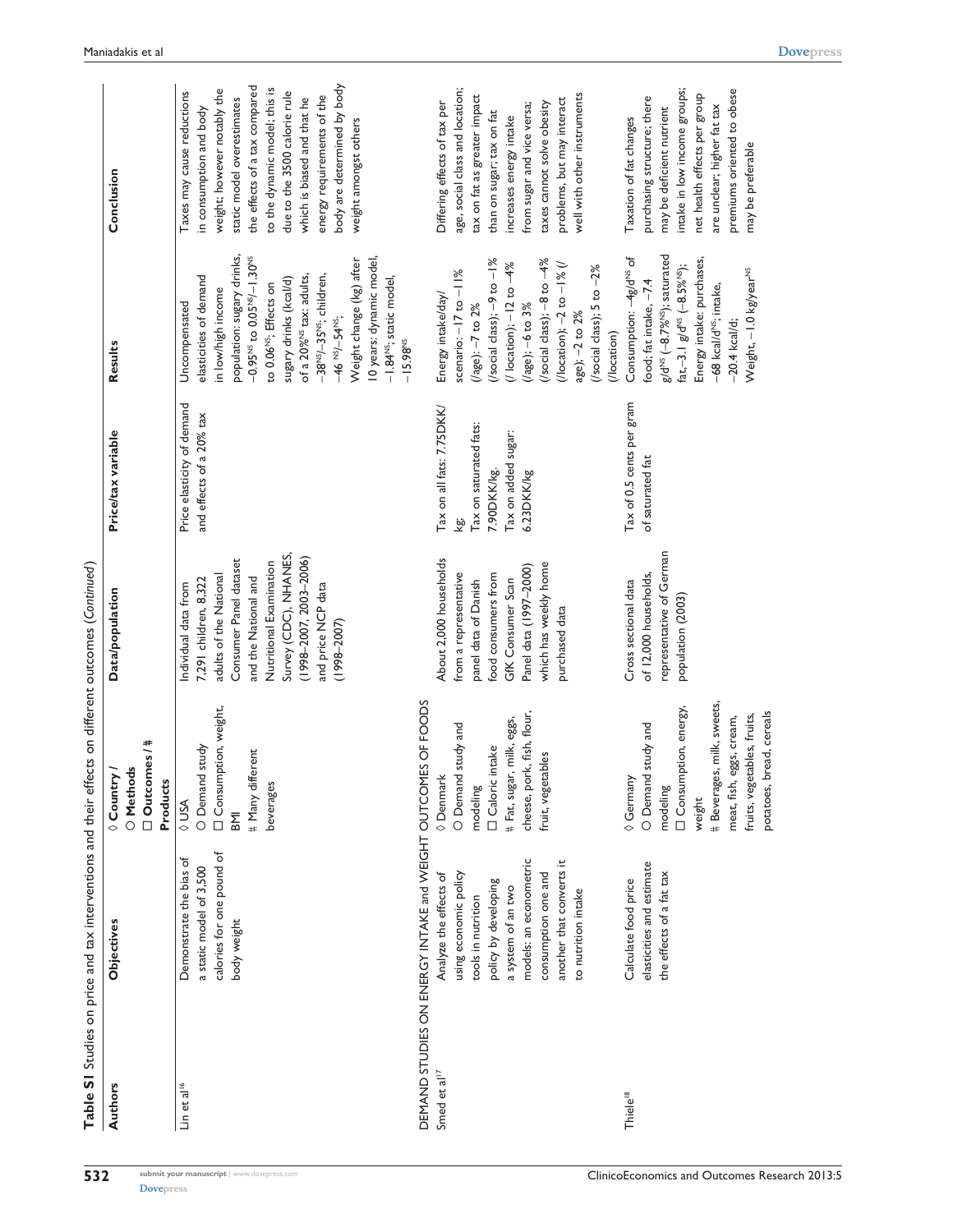**Table S1** Studies on price and tax interventions and their effects on different outcomes (*Continued*)

| Authors | Objectives | ◊ Country / ○ Methods / □ Outcomes / # Products | Data/population | Price/tax variable | Results | Conclusion |
|---|---|---|---|---|---|---|
| Lin et al[16] | Demonstrate the bias of a static model of 3,500 calories for one pound of body weight | ◊ USA<br>○ Demand study<br>□ Consumption, weight, BMI<br># Many different beverages | Individual data from 7,291 children, 8,322 adults of the National Consumer Panel dataset and the National and Nutritional Examination Survey (CDC), NHANES, (1998–2007, 2003–2006) and price NCP data (1998–2007) | Price elasticity of demand and effects of a 20% tax | Uncompensated elasticities of demand in low/high income population: sugary drinks, $-0.95^{NS}$ to $0.05^{NS}/-1.30^{NS}$ to $0.06^{NS}$; Effects on sugary drinks (kcal/d) of a $20\%^{NS}$ tax: adults, $-38^{NS}/-35^{NS}$; children, $-46^{NS}/-54^{NS}$;<br>Weight change (kg) after 10 years: dynamic model, $-1.84^{NS}$; static model, $-15.98^{NS}$ | Taxes may cause reductions in consumption and body weight; however notably the static model overestimates the effects of a tax compared to the dynamic model; this is due to the 3500 calorie rule which is biased and that he energy requirements of the body are determined by body weight amongst others |
| DEMAND STUDIES ON ENERGY INTAKE and WEIGHT OUTCOMES OF FOODS | | | | | | |
| Smed et al[17] | Analyze the effects of using economic policy tools in nutrition policy by developing a system of an two models: an econometric consumption one and another that converts it to nutrition intake | ◊ Denmark<br>○ Demand study and modeling<br>□ Caloric intake<br># Fat, sugar, milk, eggs, cheese, pork, fish, flour, fruit, vegetables | About 2,000 households from a representative panel data of Danish food consumers from GfK Consumer Scan Panel data (1997–2000) which has weekly home purchased data | Tax on all fats: 7.75DKK/kg;<br>Tax on saturated fats: 7.90DKK/kg.<br>Tax on added sugar: 6.23DKK/kg | Energy intake/day/ scenario: –17 to –11% (/age): –7 to 2% (/social class); –9 to –1% (/ location); –12 to –4% (/age); –6 to 3% (/social class); –8 to –4% (/location); –2 to –1% (/ age); –2 to 2% (/social class); 5 to –2% (/location) | Differing effects of tax per age, social class and location; tax on fat as greater impact than on sugar; tax on fat increases energy intake from sugar and vice versa; taxes cannot solve obesity problems, but may interact well with other instruments |
| Thiele[18] | Calculate food price elasticities and estimate the effects of a fat tax | ◊ Germany<br>○ Demand study and modeling<br>□ Consumption, energy, weight<br># Beverages, milk, sweets, meat, fish, eggs, cream, fruits, vegetables, fruits, potatoes, bread, cereals | Cross sectional data of 12,000 households, representative of German population (2003) | Tax of 0.5 cents per gram of saturated fat | Consumption: $-4g/d^{NS}$ of food; fat intake, –7.4 $g/d^{NS}$ $(-8.7\%^{NS})$; saturated fat,–3.1 $g/d^{NS}$ $(-8.5\%^{NS})$;<br>Energy intake: purchases, $-68$ kcal/$d^{NS}$; intake, –20.4 kcal/d;<br>Weight, –1.0 kg/$year^{NS}$ | Taxation of fat changes purchasing structure; there may be deficient nutrient intake in low income groups; net health effects per group are unclear; higher fat tax premiums oriented to obese may be preferable |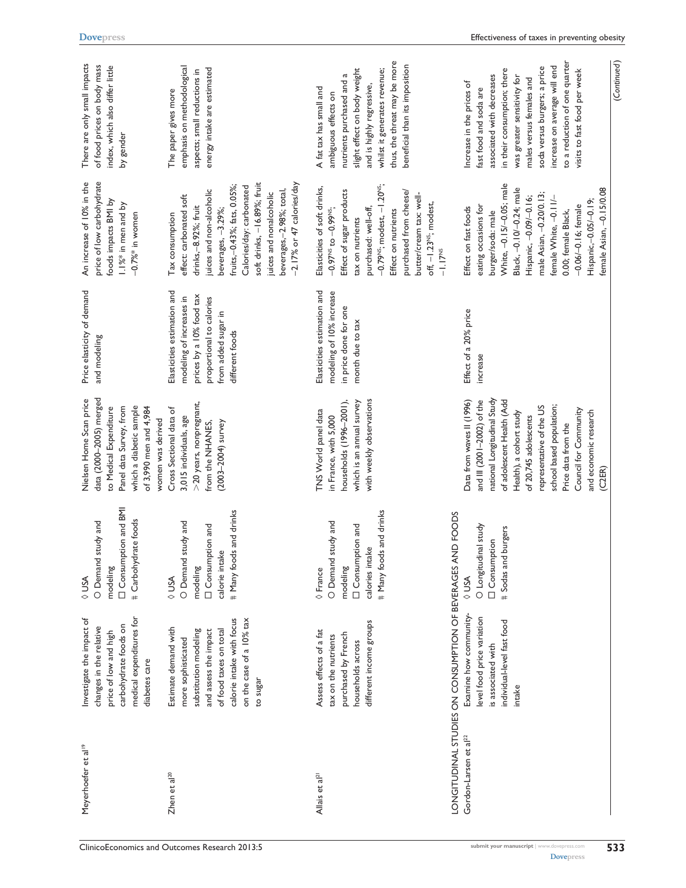| | | | | | | |
|---|---|---|---|---|---|---|
| Meyerhoefer et al[19] | Investigate the impact of changes in the relative price of low and high carbohydrate foods on medical expenditures for diabetes care | ◊ USA<br>○ Demand study and modeling<br>□ Consumption and BMI<br># Carbohydrate foods | Nielsen Home Scan price data (2000–2005) merged to Medical Expenditure Panel data Survey, from which a diabetic sample of 3,990 men and 4,984 women was derived | Price elasticity of demand and modeling | An increase of 10% in the price of low carbohydrate foods impacts BMI by 1.1%* in men and by −0.7%* in women | There are only small impacts of food prices on body mass index, which also differ little by gender |
| Zhen et al[20] | Estimate demand with more sophisticated substitution modeling and assess the impact of food taxes on total calorie intake with focus on the case of a 10% tax to sugar | ◊ USA<br>○ Demand study and modeling<br>□ Consumption and calorie intake<br># Many foods and drinks | Cross Sectional data of 3,015 individuals, age >20 years, nonpregnant, from the NHANES, (2003–2004) survey | Elasticities estimation and modeling of increases in prices by a 10% food tax proportional to calories from added sugar in different foods | Tax consumption effect: carbonated soft drinks,−8.92%; fruit juices and non-alcoholic beverages, −3.29%; fruits,−0.43%; fats, 0.05%; Calories/day: carbonated soft drinks, −16.89%; fruit juices and nonalcoholic beverages,−2.98%; total, −2.17% or 47 calories/day | The paper gives more emphasis on methodological aspects; small reductions in energy intake are estimated |
| Allais et al[21] | Assess effects of a fat tax on the nutrients purchased by French households across different income groups | ◊ France<br>○ Demand study and modeling<br>□ Consumption and calories intake<br># Many foods and drinks | TNS World panel data in France, with 5,000 households (1996–2001), which is an annual survey with weekly observations | Elasticities estimation and modeling of 10% increase in price done for one month due to tax | Elasticities of soft drinks, −0.97[NS] to −0.99[NS]; Effect of sugar products tax on nutrients purchased: well-off, −0.79[NS]; modest, −1.20[NS]; Effect on nutrients purchased from cheese/butter/cream tax: well-off, −1.23[NS]; modest, −1.17[NS] | A fat tax has small and ambiguous effects on nutrients purchased and a slight effect on body weight and is highly regressive, whilst it generates revenue; thus, the threat may be more beneficial than its imposition |
| LONGITUDINAL STUDIES ON CONSUMPTION OF BEVERAGES AND FOODS | | | | | | |
| Gordon-Larsen et al[22] | Examine how community-level food price variation is associated with individual-level fast food intake | ◊ USA<br>○ Longitudinal study<br>□ Consumption<br># Sodas and burgers | Data from waves II (1996) and III (2001–2002) of the national Longitudinal Study of adolescent Health (Add Health), a cohort study of 20,745 adolescents representative of the US school based population; Price data from the Council for Community and economic research (C2ER) | Effect of a 20% price increase | Effect on fast foods eating occasions for burger/soda: male White, −0.15/−0.05; male Black, −0.10/−0.24; male Hispanic, −0.09/−0.16; male Asian, −0.20/0.13; female White, −0.11/−0.00; female Black, −0.06/−0.16; female Hispanic,−0.05/−0.19; female Asian, −0.15/0.08 | Increase in the prices of fast food and soda are associated with decreases in their consumption; there was greater sensitivity for males versus females and soda versus burgers; a price increase on average will end to a reduction of one quarter visits to fast food per week |

(Continued)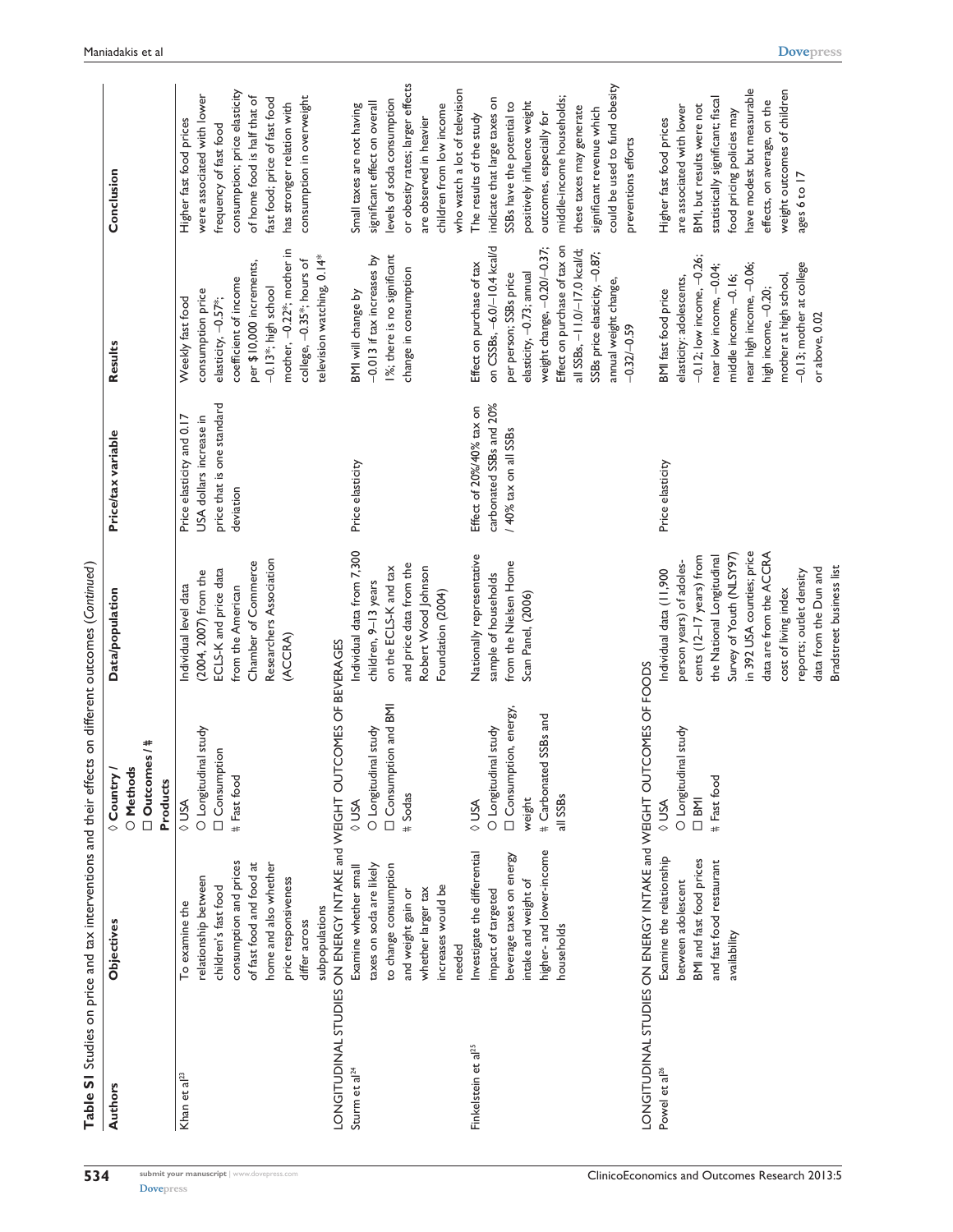**Table S1** Studies on price and tax interventions and their effects on different outcomes (*Continued*)

| Authors | Objectives | ◊ Country / ○ Methods / □ Outcomes / # Products | Data/population | Price/tax variable | Results | Conclusion |
|---|---|---|---|---|---|---|
| Khan et al[23] | To examine the relationship between children's fast food consumption and prices of fast food and food at home and also whether price responsiveness differ across subpopulations | ◊ USA ○ Longitudinal study □ Consumption # Fast food | Individual level data (2004, 2007) from the ECLS-K and price data from the American Chamber of Commerce Researchers Association (ACCRA) | Price elasticity and 0.17 USA dollars increase in price that is one standard deviation | Weekly fast food consumption price elasticity, −0.57*; coefficient of income per $10,000 increments, −0.13*; high school mother, −0.22*; mother in college, −0.35*; hours of television watching, 0.14* | Higher fast food prices were associated with lower frequency of fast food consumption; price elasticity of home food is half that of fast food; price of fast food has stronger relation with consumption in overweight |
| LONGITUDINAL STUDIES ON ENERGY INTAKE and WEIGHT OUTCOMES OF BEVERAGES | | | | | | |
| Sturm et al[24] | Examine whether small taxes on soda are likely to change consumption and weight gain or whether larger tax increases would be needed | ◊ USA ○ Longitudinal study □ Consumption and BMI # Sodas | Individual data from 7,300 children, 9–13 years on the ECLS-K and tax and price data from the Robert Wood Johnson Foundation (2004) | Price elasticity | BMI will change by −0.013 if tax increases by 1%; there is no significant change in consumption | Small taxes are not having significant effect on overall levels of soda consumption or obesity rates; larger effects are observed in heavier children from low income who watch a lot of television |
| Finkelstein et al[25] | Investigate the differential impact of targeted beverage taxes on energy intake and weight of higher- and lower-income households | ◊ USA ○ Longitudinal study □ Consumption, energy, weight # Carbonated SSBs and all SSBs | Nationally representative sample of households from the Nielsen Home Scan Panel, (2006) | Effect of 20%/40% tax on carbonated SSBs and 20% / 40% tax on all SSBs | Effect on purchase of tax on CSSBs, −6.0/−10.4 kcal/d per person; SSBs price elasticity, −0.73; annual weight change, −0.20/−0.37; Effect on purchase of tax on all SSBs, −11.0/−17.0 kcal/d; SSBs price elasticity, −0.87; annual weight change, −0.32/−0.59 | The results of the study indicate that large taxes on SSBs have the potential to positively influence weight outcomes, especially for middle-income households; these taxes may generate significant revenue which could be used to fund obesity preventions efforts |
| LONGITUDINAL STUDIES ON ENERGY INTAKE and WEIGHT OUTCOMES OF FOODS | | | | | | |
| Powel et al[26] | Examine the relationship between adolescent BMI and fast food prices and fast food restaurant availability | ◊ USA ○ Longitudinal study □ BMI # Fast food | Individual data (11,900 person years) of adolescents (12–17 years) from the National Longitudinal Survey of Youth (NLSY97) in 392 USA counties; price data are from the ACCRA cost of living index reports; outlet density data from the Dun and Bradstreet business list | Price elasticity | BMI fast food price elasticity: adolescents, −0.12; low income, −0.26; near low income, −0.04; middle income, −0.16; near high income, −0.06; high income, −0.20; mother at high school, −0.13; mother at college or above, 0.02 | Higher fast food prices are associated with lower BMI, but results were not statistically significant; fiscal food pricing policies may have modest but measurable effects, on average, on the weight outcomes of children ages 6 to 17 |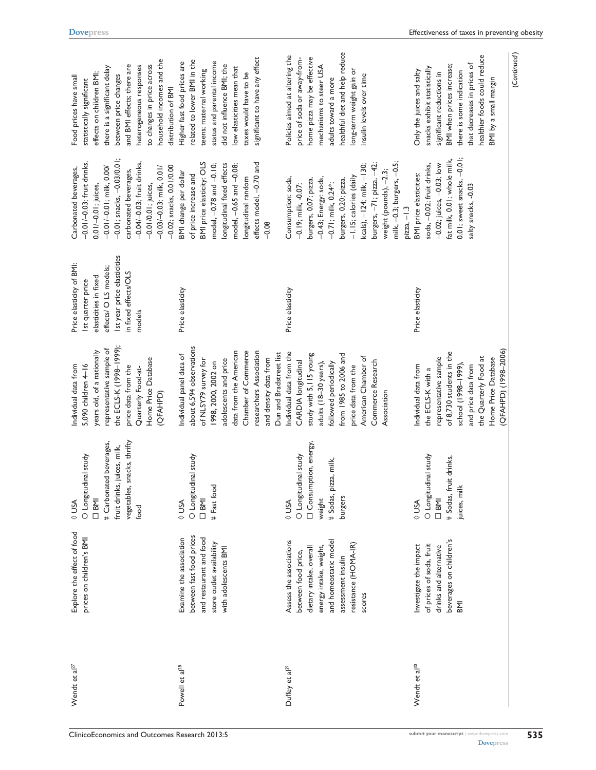| | | | | | | |
|---|---|---|---|---|---|---|
| Wendt et al[27] | Explore the effect of food prices on children's BMI | ◊ USA<br>○ Longitudinal study<br>□ BMI<br># Carbonated beverages, fruit drinks, juices, milk, vegetables, snacks, thrifty food | Individual data from 5,090 children 4–16 years old, of a nationally representative sample of the ECLS-K (1998–1999); price data from the Quarterly Food-at-Home Price Database (QFAHPD) | Price elasticity of BMI: 1st quarter price elasticities in fixed effects/ O LS models; 1st year price elasticities in fixed effects/OLS models | Carbonated beverages, −0.01/−0.03; fruit drinks, 0.01/−0.01; juices, −0.01/−0.01; milk, 0.00/ −0.01; snacks, −0.03/0.01; carbonated beverages, −0.04/−0.03; fruit drinks, −0.01/0.01; juices, −0.03/−0.03; milk, 0.01/ −0.02; snacks, 0.01/0.00 | Food prices have small statistically significant effects on children BMI; there is a significant delay between price changes and BMI effects; there are heterogeneous responses to changes in price across household incomes and the distribution of BMI |
| Powell et al[28] | Examine the association between fast food prices and restaurant and food store outlet availability with adolescents BMI | ◊ USA<br>○ Longitudinal study<br>□ BMI<br># Fast food | Individual panel data of about 6,594 observations of NLSY79 survey for 1998, 2000, 2002 on adolescents and price data from the American Chamber of Commerce researchers Association and density data from Dun and Bradstreet list | Price elasticity | BMI change per dollar of price increase and BMI price elasticity: OLS model, −0.78 and −0.10; longitudinal fixed effects model, −0.65 and −0.08; longitudinal random effects model, −0.70 and −0.08 | Higher fast food prices are related to lower BMI in the teens; maternal working status and parental income did not influence BMI; the low elasticities mean that taxes would have to be significant to have any effect |
| Duffey et al[29] | Assess the associations between food price, dietary intake, overall energy intake, weight, and homeostatic model assessment insulin resistance (HOMA-IR) scores | ◊ USA<br>○ Longitudinal study<br>□ Consumption, energy, weight<br># Sodas, pizza, milk, burgers | Individual data from the CARDIA longitudinal study with 5,115 young adults (18–30 years), followed periodically from 1985 to 2006 and price data from the American Chamber of Commerce Research Association | Price elasticity | Consumption: soda, −0.19; milk, -0.07; burgers, 0.07; pizza, −0.43; Energy: soda, −0.71; milk, 0.24*; burgers, 0.20; pizza, −1.15; calories (daily kcals), −124; milk, −130; burgers, −71; pizza, −42; weight (pounds), −2.3; milk, −0.3; burgers, −0.5; pizza, −1.3 | Policies aimed at altering the price of soda or away-from-home pizza may be effective mechanisms to steer USA adults toward a more healthful diet and help reduce long-term weight gain or insulin levels over time |
| Wendt et al[30] | Investigate the impact of prices of soda, fruit drinks and alternative beverages on children's BMI | ◊ USA<br>○ Longitudinal study<br>□ BMI<br># Sodas, fruit drinks, juices, milk | Individual data from the ECLS-K with a representative sample of 8,730 students in the school (1998–1999), and price data from the Quarterly Food at Home Price Database (QFAHPD) (1998–2006) | Price elasticity | BMI price elasticities: soda, −0.02; fruit drinks, −0.02; juices, −0.03; low fat milk, 0.01; whole milk, 0.01; sweet snacks, −0.01; salty snacks, -0.03 | Only the juices and salty snacks exhibit statistically significant reductions in BMI when prices increase; there is some indication that decreases in prices of healthier foods could reduce BMI by a small margin |

(Continued)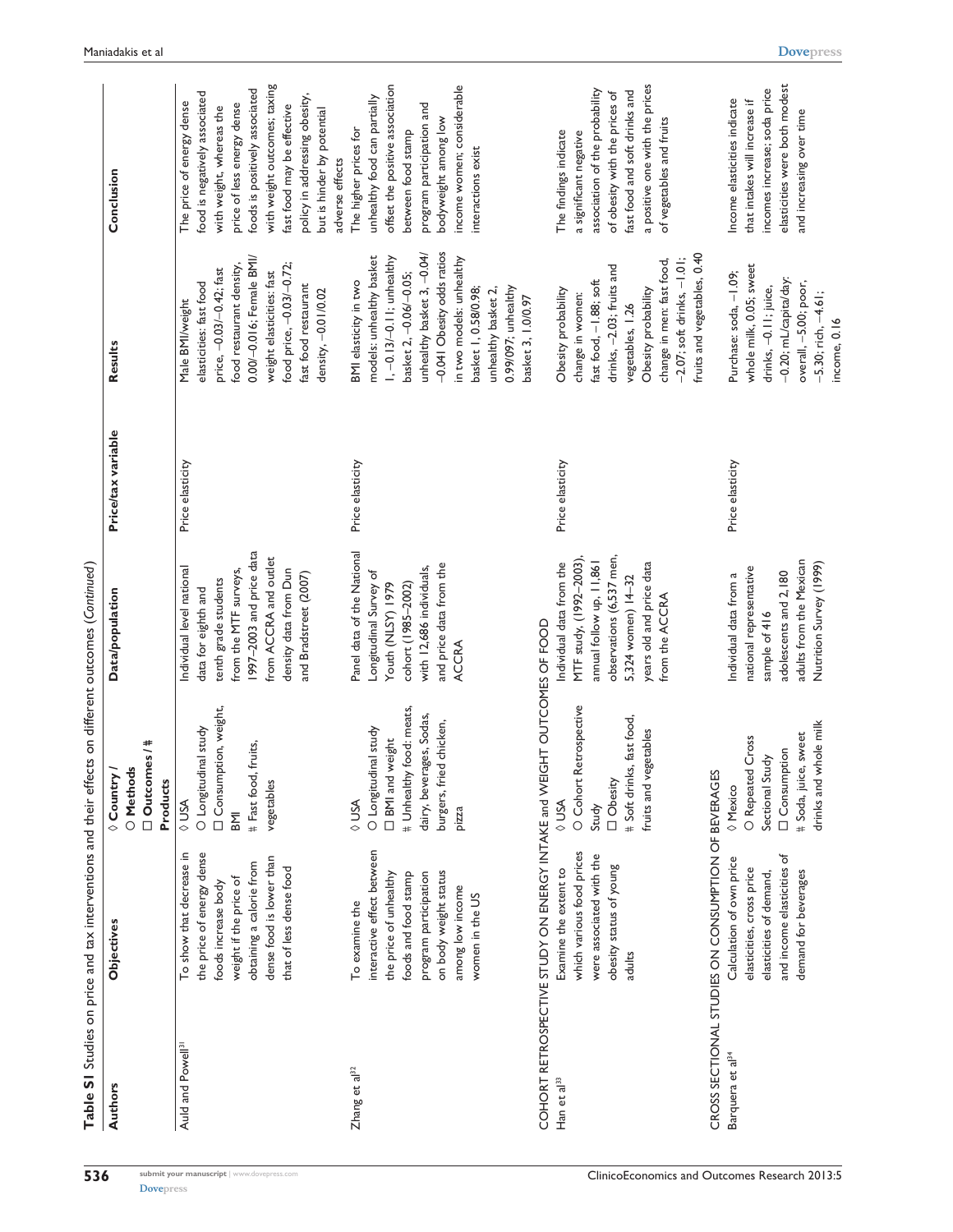**Table S1** Studies on price and tax interventions and their effects on different outcomes (*Continued*)

| Authors | Objectives | ◊ Country / ○ Methods / □ Outcomes / # Products | Data/population | Price/tax variable | Results | Conclusion |
|---|---|---|---|---|---|---|
| Auld and Powell[31] | To show that decrease in the price of energy dense foods increase body weight if the price of obtaining a calorie from dense food is lower than that of less dense food | ◊ USA ○ Longitudinal study □ Consumption, weight, BMI # Fast food, fruits, vegetables | Individual level national data for eighth and tenth grade students from the MTF surveys, 1997–2003 and price data from ACCRA and outlet density data from Dun and Bradstreet (2007) | Price elasticity | Male BMI/weight elasticities: fast food price, −0.03/−0.42; fast food restaurant density, 0.00/−0.016; Female BMI/weight elasticities: fast food price, −0.03/−0.72; fast food restaurant density, −0.01/0.02 | The price of energy dense food is negatively associated with weight, whereas the price of less energy dense foods is positively associated with weight outcomes; taxing fast food may be effective policy in addressing obesity, but is hinder by potential adverse effects |
| Zhang et al[32] | To examine the interactive effect between the price of unhealthy foods and food stamp program participation on body weight status among low income women in the US | ◊ USA ○ Longitudinal study □ BMI and weight # Unhealthy food: meats, dairy, beverages, Sodas, burgers, fried chicken, pizza | Panel data of the National Longitudinal Survey of Youth (NLSY) 1979 cohort (1985–2002) with 12,686 individuals, and price data from the ACCRA | Price elasticity | BMI elasticity in two models: unhealthy basket 1, −0.13/−0.11; unhealthy basket 2, −0.06/−0.05; unhealthy basket 3, −0.04/ −0.041 Obesity odds ratios in two models: unhealthy basket 1, 0.58/0.98; unhealthy basket 2, 0.99/097; unhealthy basket 3, 1.0/0.97 | The higher prices for unhealthy food can partially offset the positive association between food stamp program participation and bodyweight among low income women; considerable interactions exist |
| COHORT RETROSPECTIVE STUDY ON ENERGY INTAKE and WEIGHT OUTCOMES OF FOOD | | | | | | |
| Han et al[33] | Examine the extent to which various food prices were associated with the obesity status of young adults | ◊ USA ○ Cohort Retrospective Study □ Obesity # Soft drinks, fast food, fruits and vegetables | Individual data from the MTF study, (1992–2003), annual follow up, 11,861 observations (6,537 men, 5,324 women) 14–32 years old and price data from the ACCRA | Price elasticity | Obesity probability change in women: fast food, −1.88; soft drinks, −2.03; fruits and vegetables, 1.26 Obesity probability change in men: fast food, −2.07; soft drinks, −1.01; fruits and vegetables, 0.40 | The findings indicate a significant negative association of the probability of obesity with the prices of fast food and soft drinks and a positive one with the prices of vegetables and fruits |
| CROSS SECTIONAL STUDIES ON CONSUMPTION OF BEVERAGES | | | | | | |
| Barquera et al[34] | Calculation of own price elasticities, cross price elasticities of demand, and income elasticities of demand for beverages | ◊ Mexico ○ Repeated Cross Sectional Study □ Consumption # Soda, juice, sweet drinks and whole milk | Individual data from a national representative sample of 416 adolescents and 2,180 adults from the Mexican Nutrition Survey (1999) | Price elasticity | Purchase: soda, −1.09; whole milk, 0.05; sweet drinks, −0.11; juice, −0.20; mL/capita/day: overall, −5.00; poor, −5.30; rich, −4.61; income, 0.16 | Income elasticities indicate that intakes will increase if incomes increase; soda price elasticities were both modest and increasing over time |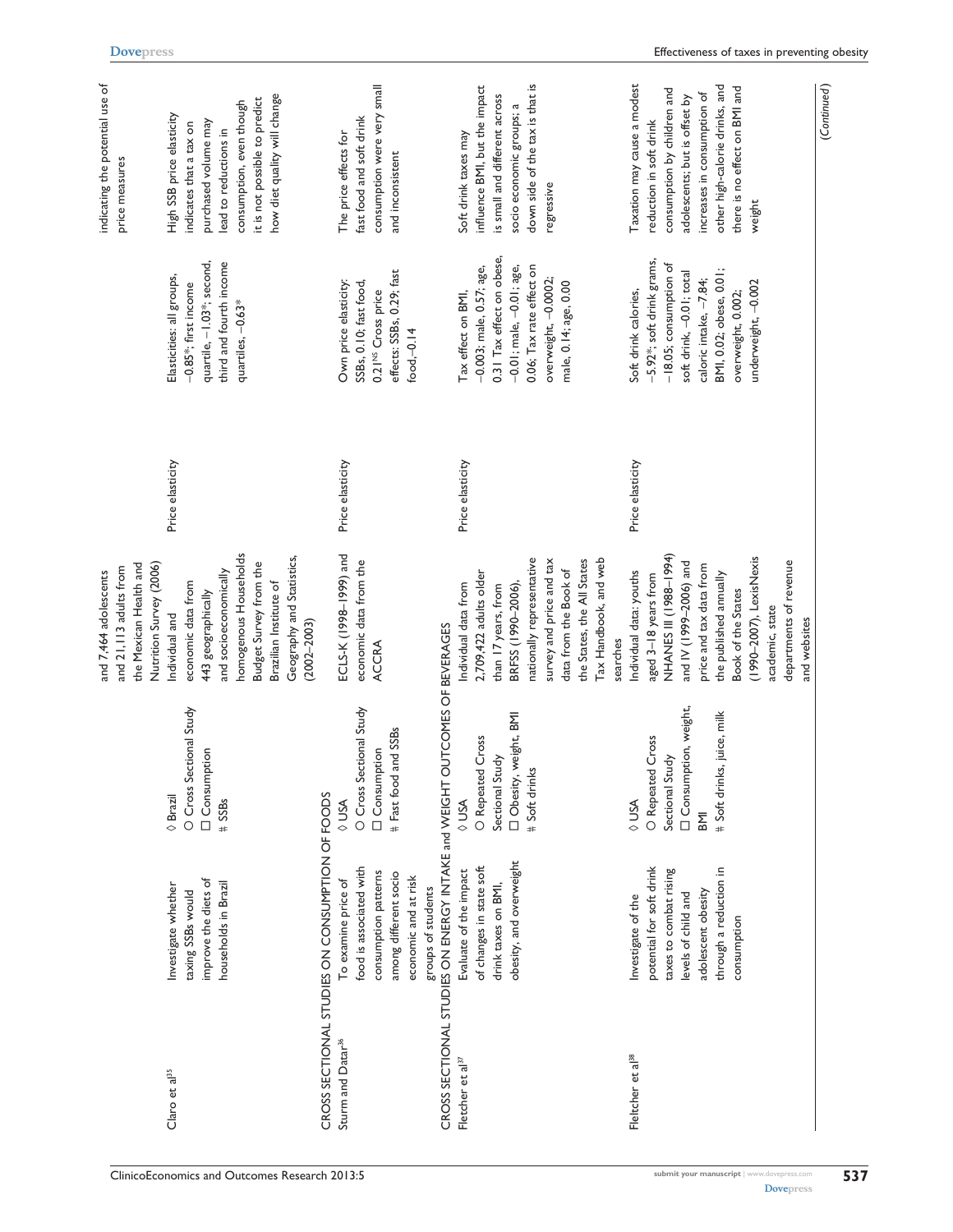| | | | | | | |
|---|---|---|---|---|---|---|
| | | | and 7,464 adolescents and 21,113 adults from the Mexican Health and Nutrition Survey (2006) | | | indicating the potential use of price measures |
| Claro et al[35] | Investigate whether taxing SSBs would improve the diets of households in Brazil | ◊ Brazil<br>O Cross Sectional Study<br>□ Consumption<br># SSBs | Individual and economic data from 443 geographically and socioeconomically homogenous Households Budget Survey from the Brazilian Institute of Geography and Statistics, (2002–2003) | Price elasticity | Elasticities: all groups, −0.85*; first income quartile, −1.03*; second, third and fourth income quartiles, −0.63* | High SSB price elasticity indicates that a tax on purchased volume may lead to reductions in consumption, even though it is not possible to predict how diet quality will change |
| CROSS SECTIONAL STUDIES ON CONSUMPTION OF FOODS | | | | | | |
| Sturm and Datar[36] | To examine price of food is associated with consumption patterns among different socio economic and at risk groups of students | ◊ USA<br>O Cross Sectional Study<br>□ Consumption<br># Fast food and SSBs | ECLS-K (1998–1999) and economic data from the ACCRA | Price elasticity | Own price elasticity: SSBs, 0.10; fast food, 0.21[NS] Cross price effects: SSBs, 0.29; fast food,−0.14 | The price effects for fast food and soft drink consumption were very small and inconsistent |
| CROSS SECTIONAL STUDIES ON ENERGY INTAKE and WEIGHT OUTCOMES OF BEVERAGES | | | | | | |
| Fletcher et al[37] | Evaluate of the impact of changes in state soft drink taxes on BMI, obesity, and overweight | ◊ USA<br>O Repeated Cross Sectional Study<br>□ Obesity, weight, BMI<br># Soft drinks | Individual data from 2,709,422 adults older than 17 years, from BRFSS (1990–2006), nationally representative survey and price and tax data from the Book of the States, the All States Tax Handbook, and web searches | Price elasticity | Tax effect on BMI, −0.003; male, 0.57; age, 0.31 Tax effect on obese, −0.01; male, −0.01; age, 0.06; Tax rate effect on overweight, −0.0002; male, 0.14; age, 0.00 | Soft drink taxes may influence BMI, but the impact is small and different across socio economic groups; a down side of the tax is that is regressive |
| Fletcher et al[38] | Investigate of the potential for soft drink taxes to combat rising levels of child and adolescent obesity through a reduction in consumption | ◊ USA<br>O Repeated Cross Sectional Study<br>□ Consumption, weight, BMI<br># Soft drinks, juice, milk | Individual data: youths aged 3–18 years from NHANES III (1988–1994) and IV (1999–2006) and price and tax data from the published annually Book of the States (1990–2007), LexisNexis academic, state departments of revenue and websites | Price elasticity | Soft drink calories, −5.92*; soft drink grams, −18.05; consumption of soft drink, −0.01; total caloric intake, −7.84; BMI, 0.02; obese, 0.01; overweight, 0.002; underweight, −0.002 | Taxation may cause a modest reduction in soft drink consumption by children and adolescents; but is offset by increases in consumption of other high-calorie drinks, and there is no effect on BMI and weight |

(Continued)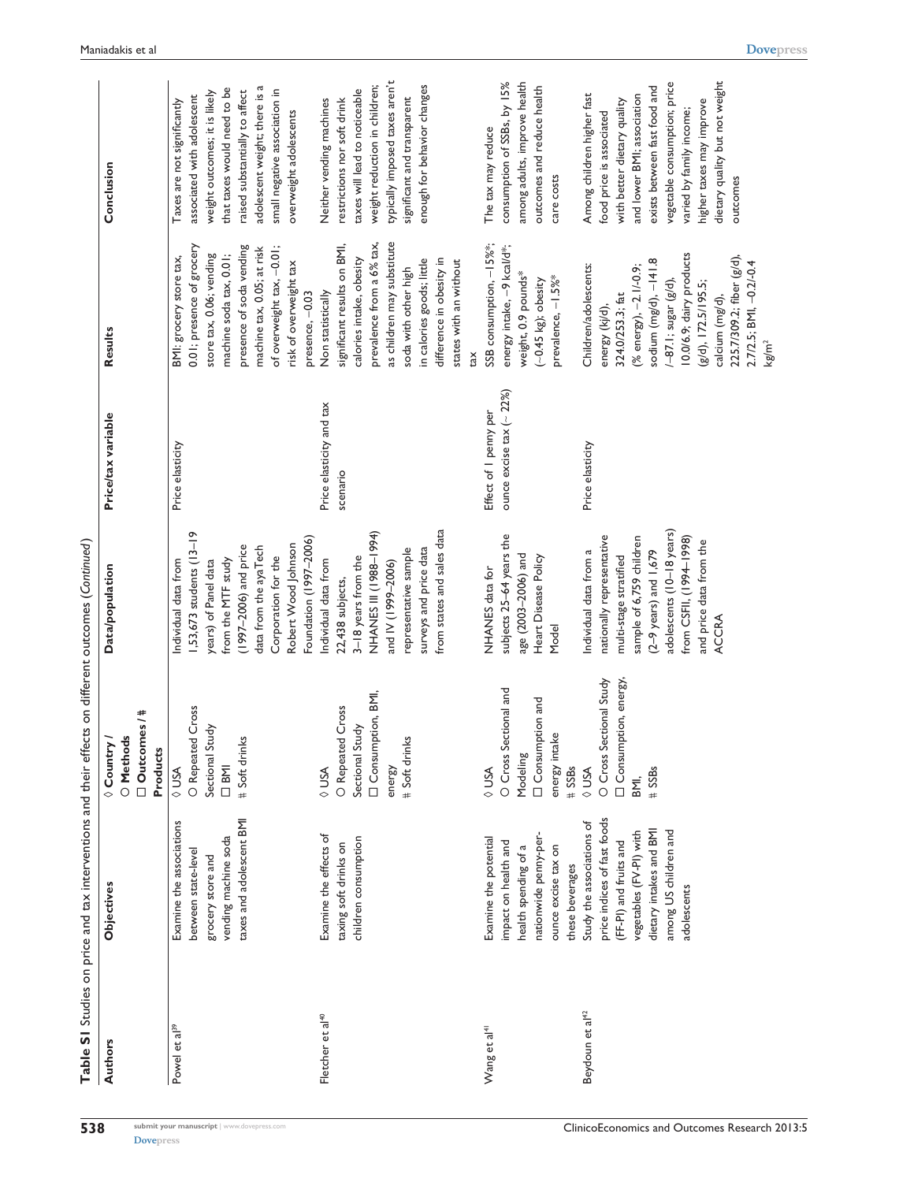**Table S1** Studies on price and tax interventions and their effects on different outcomes (*Continued*)

| Authors | Objectives | ◊ Country / ○ Methods / □ Outcomes / # Products | Data/population | Price/tax variable | Results | Conclusion |
|---|---|---|---|---|---|---|
| Powel et al[39] | Examine the associations between state-level grocery store and vending machine soda taxes and adolescent BMI | ◊ USA ○ Repeated Cross Sectional Study □ BMI # Soft drinks | Individual data from 1,53,673 students (13–19 years) of Panel data from the MTF study (1997–2006) and price data from the ayaTech Corporation for the Robert Wood Johnson Foundation (1997–2006) | Price elasticity | BMI: grocery store tax, 0.01; presence of grocery store tax, 0.06; vending machine soda tax, 0.01; presence of soda vending machine tax, 0.05; at risk of overweight tax, –0.01; risk of overweight tax presence, –0.03 | Taxes are not significantly associated with adolescent weight outcomes; it is likely that taxes would need to be raised substantially to affect adolescent weight; there is a small negative association in overweight adolescents |
| Fletcher et al[40] | Examine the effects of taxing soft drinks on children consumption | ◊ USA ○ Repeated Cross Sectional Study □ Consumption, BMI, energy # Soft drinks | Individual data from 22,438 subjects, 3–18 years from the NHANES III (1988–1994) and IV (1999–2006) representative sample surveys and price data from states and sales data | Price elasticity and tax scenario | Non statistically significant results on BMI, calories intake, obesity prevalence from a 6% tax, as children may substitute soda with other high in calories goods; little difference in obesity in states with an without tax | Neither vending machines restrictions nor soft drink taxes will lead to noticeable weight reduction in children; typically imposed taxes aren't significant and transparent enough for behavior changes |
| Wang et al[41] | Examine the potential impact on health and health spending of a nationwide penny-per-ounce excise tax on these beverages | ◊ USA ○ Cross Sectional and Modeling □ Consumption and energy intake # SSBs | NHANES data for subjects 25–64 years the age (2003–2006) and Heart Disease Policy Model | Effect of 1 penny per ounce excise tax (~ 22%) | SSB consumption, –15%*; energy intake, –9 kcal/d*; weight, 0.9 pounds* (–0.45 kg); obesity prevalence, –1.5%* | The tax may reduce consumption of SSBs, by 15% among adults, improve health outcomes and reduce health care costs |
| Beydoun et al[42] | Study the associations of price indices of fast foods (FF-PI) and fruits and vegetables (FV-PI) with dietary intakes and BMI among US children and adolescents | ◊ USA ○ Cross Sectional Study □ Consumption, energy, BMI, # SSBs | Individual data from a nationally representative multi-stage stratified sample of 6,759 children (2–9 years) and 1,679 adolescents (10–18 years) from CSFII, (1994–1998) and price data from the ACCRA | Price elasticity | Children/adolescents: energy (kJ/d), 324.0/253.3; fat (% energy), –2.1/-0.9; sodium (mg/d), –141.8 /–87.1; sugar (g/d), 10.0/6.9; dairy products (g/d), 172.5/195.5; calcium (mg/d), 225.7/309.2; fiber (g/d), 2.7/2.5; BMI, –0.2/-0.4 kg/m$^2$ | Among children higher fast food price is associated with better dietary quality and lower BMI; association exists between fast food and vegetable consumption; price varied by family income; higher taxes may improve dietary quality but not weight outcomes |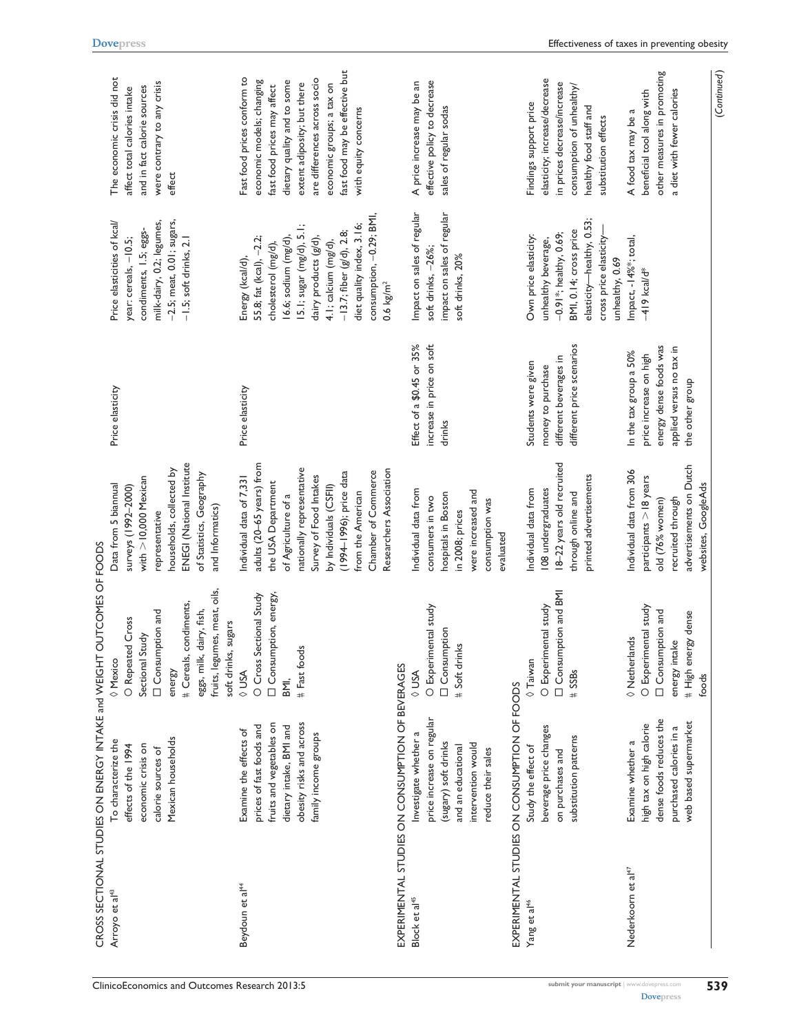| | | | | | | |
|---|---|---|---|---|---|---|
| **CROSS SECTIONAL STUDIES ON ENERGY INTAKE and WEIGHT OUTCOMES OF FOODS** | | | | | | |
| Arroyo et al[43] | To characterize the effects of the 1994 economic crisis on calorie sources of Mexican households | ◊ Mexico<br>○ Repeated Cross Sectional Study<br>□ Consumption and energy<br># Cereals, condiments, eggs, milk, dairy, fish, fruits, legumes, meat, oils, soft drinks, sugars | Data from 5 biannual surveys (1992–2000) with >10,000 Mexican representative households, collected by ENEGI (National Institute of Statistics, Geography and Informatics) | Price elasticity | Price elasticities of kcal/year: cereals, −10.5; condiments, 1.5; eggs-milk-dairy, 0.2; legumes, −2.5; meat, 0.01; sugars, −1.5; soft drinks, 2.1 | The economic crisis did not affect total calories intake and in fact calorie sources were contrary to any crisis effect |
| Beydoun et al[44] | Examine the effects of prices of fast foods and fruits and vegetables on dietary intake, BMI and obesity risks and across family income groups | ◊ USA<br>○ Cross Sectional Study<br>□ Consumption, energy, BMI,<br># Fast foods | Individual data of 7,331 adults (20–65 years) from the USA Department of Agriculture of a nationally representative Survey of Food Intakes by Individuals (CSFII) (1994–1996); price data from the American Chamber of Commerce Researchers Association | Price elasticity | Energy (kcal/d), 55.8; fat (kcal), −2.2; cholesterol (mg/d), 16.6; sodium (mg/d), 15.1; sugar (mg/d), 5.1; dairy products (g/d), 4.1; calcium (mg/d), −13.7; fiber (g/d), 2.8; diet quality index, 3.16; consumption, −0.29; BMI, 0.6 kg/m² | Fast food prices conform to economic models; changing fast food prices may affect dietary quality and to some extent adiposity; but there are differences across socio economic groups; a tax on fast food may be effective but with equity concerns |
| **EXPERIMENTAL STUDIES ON CONSUMPTION OF BEVERAGES** | | | | | | |
| Block et al[45] | Investigate whether a price increase on regular (sugary) soft drinks and an educational intervention would reduce their sales | ◊ USA<br>○ Experimental study<br>□ Consumption<br># Soft drinks | Individual data from consumers in two hospitals in Boston in 2008; prices were increased and consumption was evaluated | Effect of a $0.45 or 35% increase in price on soft drinks | Impact on sales of regular soft drinks, −26%; impact on sales of regular soft drinks, 20% | A price increase may be an effective policy to decrease sales of regular sodas |
| **EXPERIMENTAL STUDIES ON CONSUMPTION OF FOODS** | | | | | | |
| Yang et al[46] | Study the effect of beverage price changes on purchases and substitution patterns | ◊ Taiwan<br>○ Experimental study<br>□ Consumption and BMI<br># SSBs | Individual data from 108 undergraduates 18–22 years old recruited through online and printed advertisements | Students were given money to purchase different beverages in different price scenarios | Own price elasticity: unhealthy beverage, −0.91*; healthy, 0.69; BMI, 0.14; cross price elasticity—healthy, 0.53; cross price elasticity—unhealthy, 0.69 | Findings support price elasticity; increase/decrease in prices decrease/increase consumption of unhealthy/healthy food staff and substitution effects |
| Nederkoorn et al[47] | Examine whether a high tax on high calorie dense foods reduces the purchased calories in a web based supermarket | ◊ Netherlands<br>○ Experimental study<br>□ Consumption and energy intake<br># High energy dense foods | Individual data from 306 participants >18 years old (76% women) recruited through advertisements on Dutch websites, GoogleAds | In the tax group a 50% price increase on high energy dense foods was applied versus no tax in the other group | Impact, -14%*; total, −419 kcal/d* | A food tax may be a beneficial tool along with other measures in promoting a diet with fewer calories |

(Continued)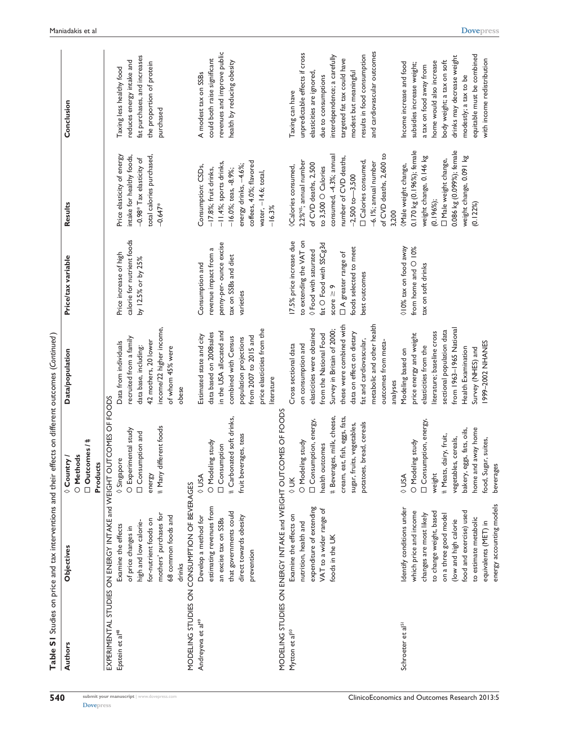**Table S1** Studies on price and tax interventions and their effects on different outcomes (*Continued*)

| Authors | Objectives | ◊ Country / ○ Methods / □ Outcomes / # Products | Data/population | Price/tax variable | Results | Conclusion |
|---|---|---|---|---|---|---|
| EXPERIMENTAL STUDIES ON ENERGY INTAKE and WEIGHT OUTCOMES OF FOODS | | | | | | |
| Epstein et al[48] | Examine the effects of price changes in high and low calorie-for-nutrient foods on mothers' purchases for 68 common foods and drinks | ◊ Singapore ○ Experimental study □ Consumption and energy # Many different foods | Data from individuals recruited from a family data base, including: 42 mothers, 20 lower income/22 higher income, of whom 45% were obese | Price increase of high calorie for nutrient foods by 12.5% or by 25% | Price elasticity of energy intake for healthy foods, −0.98* Tax elasticity of total calories purchased, -0.647* | Taxing less healthy food reduces energy intake and fat purchases, and increases the proportion of protein purchased |
| MODELING STUDIES ON CONSUMPTION OF BEVERAGES | | | | | | |
| Andreyeva et al[49] | Develop a method for estimating revenues from an excise tax on SSBs that governments could direct towards obesity prevention | ◊ USA ○ Modeling study □ Consumption # Carbonated soft drinks, fruit beverages, teas | Estimated state and city data based on 2008sales in the USA allocated and combined with Census population projections from 2007 to 2015 and price elasticities from the literature | Consumption and revenue impact from a penny-per- ounce excise tax on SSBs and diet varieties | Consumption: CSDs, −17.8%, fruit drinks, −11.4%; sports drinks, −16.0%; teas, -8.9%; energy drinks, −4.6%; coffees, 4.0%; flavored water, −14.6; total, −16.3% | A modest tax on SSBs could both raise significant revenues and improve public health by reducing obesity |
| MODELING STUDIES ON ENERGY INTAKE and WEIGHT OUTCOMES OF FOODS | | | | | | |
| Mytton et al[50] | Examine the effects on nutrition, health and expenditure of extending VAT to a wider range of foods in the UK | ◊ UK ○ Modeling study □ Consumption, energy, health outcomes # Beverages, milk, cheese, cream, eat, fish, eggs, fats, sugar, fruits, vegetables, potatoes, bread, cereals | Cross sectional data on consumption and elasticities were obtained from the National Food Survey in Britain of 2000; these were combined with data on effect on dietary fat and cardiovascular, metabolic and other health outcomes from meta-analyses | 17.5% price increase due to extending the VAT on ◊ Food with saturated fat ○ Food with SSCg3d score ≥ 9 □ A greater range of foods selected to meet best outcomes | ◊Calories consumed, 2.2%[NS]; annual number of CVD deaths, 2,500 to 3,500 ○ Calories consumed, -4.3%; annual number of CVD deaths, −2,500 to—3,500 □ Calories consumed, −6.1%; annual number of CVD deaths, 2,600 to 3,200 | Taxing can have unpredictable effects if cross elasticities are ignored, due to consumptions interdependence; a carefully targeted fat tax could have modest but meaningful results in food consumption and cardiovascular outcomes |
| Schroeter et al[51] | Identify conditions under which price and income changes are most likely to change weight, based on a three good model (low and high calorie food and exercise) used to estimate metabolic equivalents (MET) in energy accounting models | ◊ USA ○ Modeling study □ Consumption, energy, weight # Meats, dairy, fruit, vegetables, cereals, bakery, eggs, fats, oils, home and away home food, Sugar, suites, beverages | Modeling based on price energy and weight elasticities from the literature; baseline cross sectional population data from 1963–1965 National Health Examination Survey (NHES) and 1999–2002 NHANES | ◊10% tax on food away from home and ○ 10% tax on soft drinks | ◊Male weight change, 0.170 kg (0.196%); female weight change, 0.146 kg (0.196%); □ Male weight change, 0.086 kg (0.099%); female weight change, 0.091 kg (0.122%) | Income increase and food subsidies increase weight; a tax on food away from home would also increase body weight; a tax on soft drinks may decrease weight modestly; a tax to be equitable must be combined with income redistribution |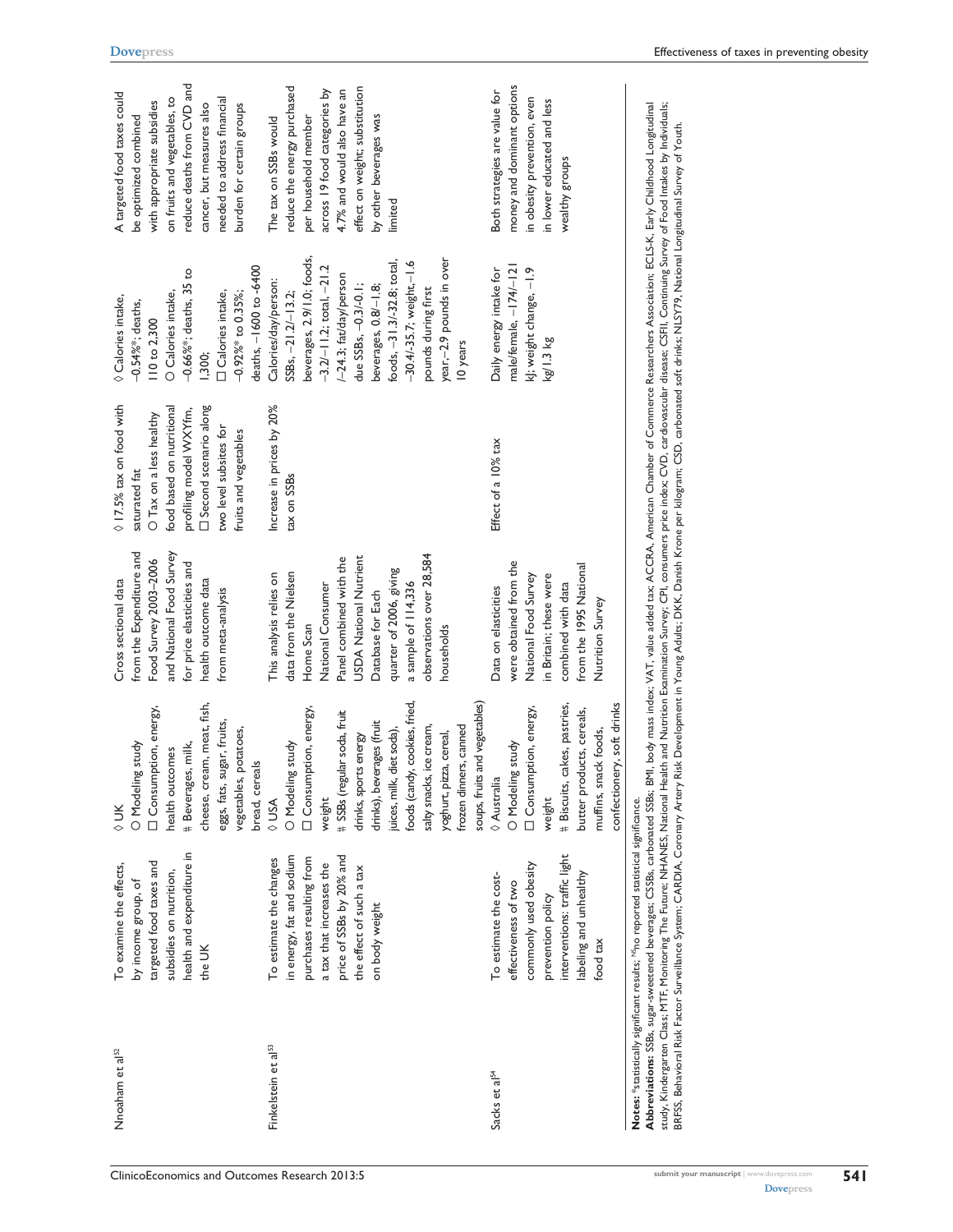| | | | | | | |
|---|---|---|---|---|---|---|
| Nnoaham et al[52] | To examine the effects, by income group, of targeted food taxes and subsidies on nutrition, health and expenditure in the UK | ◊ UK<br>○ Modeling study<br>□ Consumption, energy, health outcomes<br># Beverages, milk, cheese, cream, meat, fish, eggs, fats, sugar, fruits, vegetables, potatoes, bread, cereals | Cross sectional data from the Expenditure and Food Survey 2003–2006 and National Food Survey for price elasticities and health outcome data from meta-analysis | ◊ 17.5% tax on food with saturated fat<br>○ Tax on a less healthy food based on nutritional profiling model WXYfm,<br>□ Second scenario along two level subsites for fruits and vegetables | ◊ Calories intake, −0.54%*; deaths, 110 to 2,300<br>○ Calories intake, −0.66%*; deaths, 35 to 1,300;<br>□ Calories intake, −0.92%* to 0.35%; deaths, −1600 to -6400 | A targeted food taxes could be optimized combined with appropriate subsidies on fruits and vegetables, to reduce deaths from CVD and cancer, but measures also needed to address financial burden for certain groups |
| Finkelstein et al[53] | To estimate the changes in energy, fat and sodium purchases resulting from a tax that increases the price of SSBs by 20% and the effect of such a tax on body weight | ◊ USA<br>○ Modeling study<br>□ Consumption, energy, weight<br># SSBs (regular soda, fruit drinks, sports energy drinks), beverages (fruit juices, milk, diet soda), foods (candy, cookies, fried, salty snacks, ice cream, yoghurt, pizza, cereal, frozen dinners, canned soups, fruits and vegetables) | This analysis relies on data from the Nielsen Home Scan National Consumer Panel combined with the USDA National Nutrient Database for Each quarter of 2006, giving a sample of 114,336 observations over 28,584 households | Increase in prices by 20% tax on SSBs | Calories/day/person: SSBs, −21.2/−13.2; beverages, 2.9/1.0; foods, −3.2/−11.2; total, −21.2 /−24.3; fat/day/person due SSBs, −0.3/−0.1; beverages, 0.8/−1.8; foods, −31.3/−32.8; total, −30.4/−35.7; weight,−1.6 pounds during first year,−2.9 pounds in over 10 years | The tax on SSBs would reduce the energy purchased per household member across 19 food categories by 4.7% and would also have an effect on weight; substitution by other beverages was limited |
| Sacks et al[54] | To estimate the cost-effectiveness of two commonly used obesity prevention policy interventions: traffic light labeling and unhealthy food tax | ◊ Australia<br>○ Modeling study<br>□ Consumption, energy, weight<br># Biscuits, cakes, pastries, butter products, cereals, muffins, snack foods, confectionery, soft drinks | Data on elasticities were obtained from the National Food Survey in Britain; these were combined with data from the 1995 National Nutrition Survey | Effect of a 10% tax | Daily energy intake for male/female, −174/−121 kJ; weight change, −1.9 kg/1.3 kg | Both strategies are value for money and dominant options in obesity prevention, even in lower educated and less wealthy groups |

**Notes:** *statistically significant results; [NS]no reported statistical significance.

**Abbreviations:** SSBs, sugar-sweetened beverages; CSSBs, carbonated SSBs; BMI, body mass index; VAT, value added tax; ACCRA, American Chamber of Commerce Researchers Association; ECLS-K, Early Childhood Longitudinal study, Kindergarten Class; MTF, Monitoring The Future; NHANES, National Health and Nutrition Examination Survey; CPI, consumers price index; CVD, cardiovascular disease; CSFII, Continuing Survey of Food Intakes by Individuals; BRFSS, Behavioral Risk Factor Surveillance System; CARDIA, Coronary Artery Risk Development in Young Adults; DKK, Danish Krone per kilogram; CSD, carbonated soft drinks; NLSY79, National Longitudinal Survey of Youth.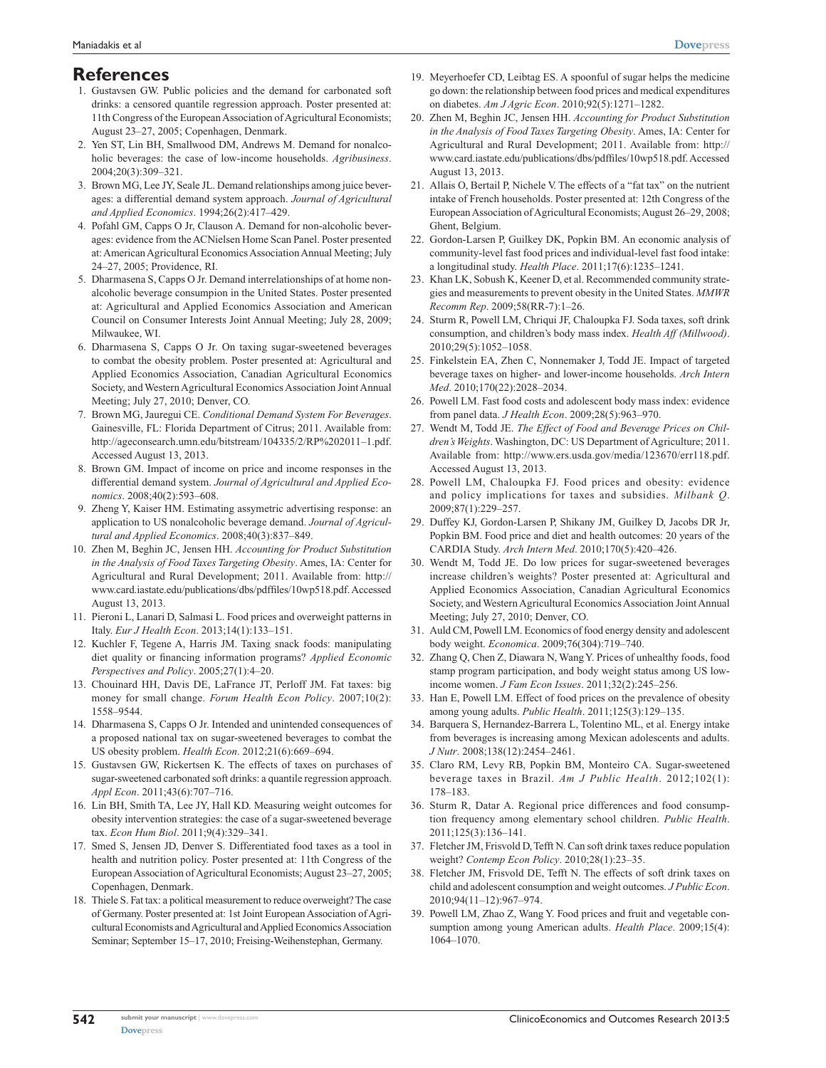## References

1. Gustavsen GW. Public policies and the demand for carbonated soft drinks: a censored quantile regression approach. Poster presented at: 11th Congress of the European Association of Agricultural Economists; August 23–27, 2005; Copenhagen, Denmark.
2. Yen ST, Lin BH, Smallwood DM, Andrews M. Demand for nonalcoholic beverages: the case of low-income households. *Agribusiness*. 2004;20(3):309–321.
3. Brown MG, Lee JY, Seale JL. Demand relationships among juice beverages: a differential demand system approach. *Journal of Agricultural and Applied Economics*. 1994;26(2):417–429.
4. Pofahl GM, Capps O Jr, Clauson A. Demand for non-alcoholic beverages: evidence from the ACNielsen Home Scan Panel. Poster presented at: American Agricultural Economics Association Annual Meeting; July 24–27, 2005; Providence, RI.
5. Dharmasena S, Capps O Jr. Demand interrelationships of at home nonalcoholic beverage consumpion in the United States. Poster presented at: Agricultural and Applied Economics Association and American Council on Consumer Interests Joint Annual Meeting; July 28, 2009; Milwaukee, WI.
6. Dharmasena S, Capps O Jr. On taxing sugar-sweetened beverages to combat the obesity problem. Poster presented at: Agricultural and Applied Economics Association, Canadian Agricultural Economics Society, and Western Agricultural Economics Association Joint Annual Meeting; July 27, 2010; Denver, CO.
7. Brown MG, Jauregui CE. *Conditional Demand System For Beverages*. Gainesville, FL: Florida Department of Citrus; 2011. Available from: http://ageconsearch.umn.edu/bitstream/104335/2/RP%202011–1.pdf. Accessed August 13, 2013.
8. Brown GM. Impact of income on price and income responses in the differential demand system. *Journal of Agricultural and Applied Economics*. 2008;40(2):593–608.
9. Zheng Y, Kaiser HM. Estimating assymetric advertising response: an application to US nonalcoholic beverage demand. *Journal of Agricultural and Applied Economics*. 2008;40(3):837–849.
10. Zhen M, Beghin JC, Jensen HH. *Accounting for Product Substitution in the Analysis of Food Taxes Targeting Obesity*. Ames, IA: Center for Agricultural and Rural Development; 2011. Available from: http://www.card.iastate.edu/publications/dbs/pdffiles/10wp518.pdf. Accessed August 13, 2013.
11. Pieroni L, Lanari D, Salmasi L. Food prices and overweight patterns in Italy. *Eur J Health Econ*. 2013;14(1):133–151.
12. Kuchler F, Tegene A, Harris JM. Taxing snack foods: manipulating diet quality or financing information programs? *Applied Economic Perspectives and Policy*. 2005;27(1):4–20.
13. Chouinard HH, Davis DE, LaFrance JT, Perloff JM. Fat taxes: big money for small change. *Forum Health Econ Policy*. 2007;10(2): 1558–9544.
14. Dharmasena S, Capps O Jr. Intended and unintended consequences of a proposed national tax on sugar-sweetened beverages to combat the US obesity problem. *Health Econ*. 2012;21(6):669–694.
15. Gustavsen GW, Rickertsen K. The effects of taxes on purchases of sugar-sweetened carbonated soft drinks: a quantile regression approach. *Appl Econ*. 2011;43(6):707–716.
16. Lin BH, Smith TA, Lee JY, Hall KD. Measuring weight outcomes for obesity intervention strategies: the case of a sugar-sweetened beverage tax. *Econ Hum Biol*. 2011;9(4):329–341.
17. Smed S, Jensen JD, Denver S. Differentiated food taxes as a tool in health and nutrition policy. Poster presented at: 11th Congress of the European Association of Agricultural Economists; August 23–27, 2005; Copenhagen, Denmark.
18. Thiele S. Fat tax: a political measurement to reduce overweight? The case of Germany. Poster presented at: 1st Joint European Association of Agricultural Economists and Agricultural and Applied Economics Association Seminar; September 15–17, 2010; Freising-Weihenstephan, Germany.
19. Meyerhoefer CD, Leibtag ES. A spoonful of sugar helps the medicine go down: the relationship between food prices and medical expenditures on diabetes. *Am J Agric Econ*. 2010;92(5):1271–1282.
20. Zhen M, Beghin JC, Jensen HH. *Accounting for Product Substitution in the Analysis of Food Taxes Targeting Obesity*. Ames, IA: Center for Agricultural and Rural Development; 2011. Available from: http://www.card.iastate.edu/publications/dbs/pdffiles/10wp518.pdf. Accessed August 13, 2013.
21. Allais O, Bertail P, Nichele V. The effects of a "fat tax" on the nutrient intake of French households. Poster presented at: 12th Congress of the European Association of Agricultural Economists; August 26–29, 2008; Ghent, Belgium.
22. Gordon-Larsen P, Guilkey DK, Popkin BM. An economic analysis of community-level fast food prices and individual-level fast food intake: a longitudinal study. *Health Place*. 2011;17(6):1235–1241.
23. Khan LK, Sobush K, Keener D, et al. Recommended community strategies and measurements to prevent obesity in the United States. *MMWR Recomm Rep*. 2009;58(RR-7):1–26.
24. Sturm R, Powell LM, Chriqui JF, Chaloupka FJ. Soda taxes, soft drink consumption, and children's body mass index. *Health Aff (Millwood)*. 2010;29(5):1052–1058.
25. Finkelstein EA, Zhen C, Nonnemaker J, Todd JE. Impact of targeted beverage taxes on higher- and lower-income households. *Arch Intern Med*. 2010;170(22):2028–2034.
26. Powell LM. Fast food costs and adolescent body mass index: evidence from panel data. *J Health Econ*. 2009;28(5):963–970.
27. Wendt M, Todd JE. *The Effect of Food and Beverage Prices on Children's Weights*. Washington, DC: US Department of Agriculture; 2011. Available from: http://www.ers.usda.gov/media/123670/err118.pdf. Accessed August 13, 2013.
28. Powell LM, Chaloupka FJ. Food prices and obesity: evidence and policy implications for taxes and subsidies. *Milbank Q*. 2009;87(1):229–257.
29. Duffey KJ, Gordon-Larsen P, Shikany JM, Guilkey D, Jacobs DR Jr, Popkin BM. Food price and diet and health outcomes: 20 years of the CARDIA Study. *Arch Intern Med*. 2010;170(5):420–426.
30. Wendt M, Todd JE. Do low prices for sugar-sweetened beverages increase children's weights? Poster presented at: Agricultural and Applied Economics Association, Canadian Agricultural Economics Society, and Western Agricultural Economics Association Joint Annual Meeting; July 27, 2010; Denver, CO.
31. Auld CM, Powell LM. Economics of food energy density and adolescent body weight. *Economica*. 2009;76(304):719–740.
32. Zhang Q, Chen Z, Diawara N, Wang Y. Prices of unhealthy foods, food stamp program participation, and body weight status among US low-income women. *J Fam Econ Issues*. 2011;32(2):245–256.
33. Han E, Powell LM. Effect of food prices on the prevalence of obesity among young adults. *Public Health*. 2011;125(3):129–135.
34. Barquera S, Hernandez-Barrera L, Tolentino ML, et al. Energy intake from beverages is increasing among Mexican adolescents and adults. *J Nutr*. 2008;138(12):2454–2461.
35. Claro RM, Levy RB, Popkin BM, Monteiro CA. Sugar-sweetened beverage taxes in Brazil. *Am J Public Health*. 2012;102(1): 178–183.
36. Sturm R, Datar A. Regional price differences and food consumption frequency among elementary school children. *Public Health*. 2011;125(3):136–141.
37. Fletcher JM, Frisvold D, Tefft N. Can soft drink taxes reduce population weight? *Contemp Econ Policy*. 2010;28(1):23–35.
38. Fletcher JM, Frisvold DE, Tefft N. The effects of soft drink taxes on child and adolescent consumption and weight outcomes. *J Public Econ*. 2010;94(11–12):967–974.
39. Powell LM, Zhao Z, Wang Y. Food prices and fruit and vegetable consumption among young American adults. *Health Place*. 2009;15(4): 1064–1070.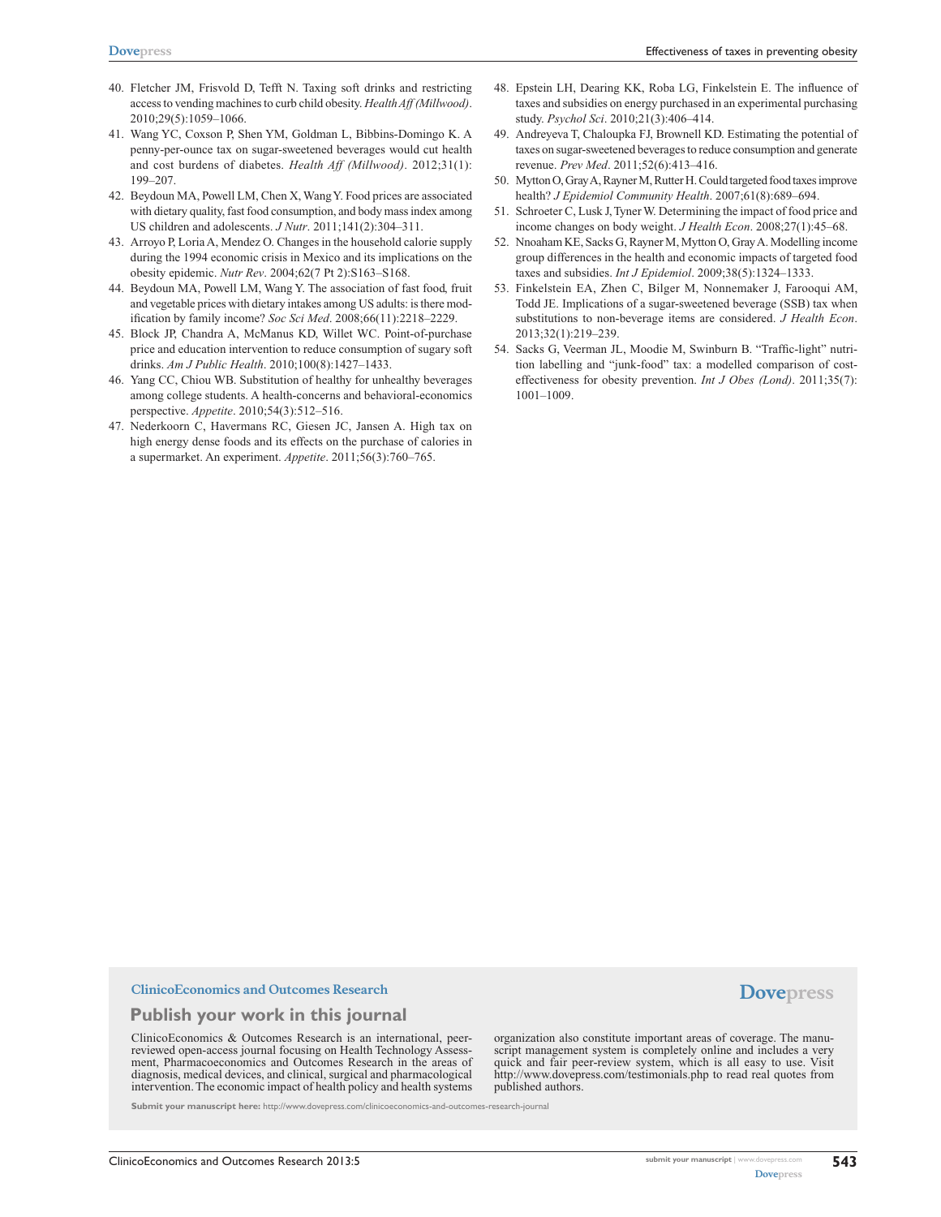40. Fletcher JM, Frisvold D, Tefft N. Taxing soft drinks and restricting access to vending machines to curb child obesity. *Health Aff (Millwood)*. 2010;29(5):1059–1066.
41. Wang YC, Coxson P, Shen YM, Goldman L, Bibbins-Domingo K. A penny-per-ounce tax on sugar-sweetened beverages would cut health and cost burdens of diabetes. *Health Aff (Millwood)*. 2012;31(1): 199–207.
42. Beydoun MA, Powell LM, Chen X, Wang Y. Food prices are associated with dietary quality, fast food consumption, and body mass index among US children and adolescents. *J Nutr*. 2011;141(2):304–311.
43. Arroyo P, Loria A, Mendez O. Changes in the household calorie supply during the 1994 economic crisis in Mexico and its implications on the obesity epidemic. *Nutr Rev*. 2004;62(7 Pt 2):S163–S168.
44. Beydoun MA, Powell LM, Wang Y. The association of fast food, fruit and vegetable prices with dietary intakes among US adults: is there modification by family income? *Soc Sci Med*. 2008;66(11):2218–2229.
45. Block JP, Chandra A, McManus KD, Willet WC. Point-of-purchase price and education intervention to reduce consumption of sugary soft drinks. *Am J Public Health*. 2010;100(8):1427–1433.
46. Yang CC, Chiou WB. Substitution of healthy for unhealthy beverages among college students. A health-concerns and behavioral-economics perspective. *Appetite*. 2010;54(3):512–516.
47. Nederkoorn C, Havermans RC, Giesen JC, Jansen A. High tax on high energy dense foods and its effects on the purchase of calories in a supermarket. An experiment. *Appetite*. 2011;56(3):760–765.
48. Epstein LH, Dearing KK, Roba LG, Finkelstein E. The influence of taxes and subsidies on energy purchased in an experimental purchasing study. *Psychol Sci*. 2010;21(3):406–414.
49. Andreyeva T, Chaloupka FJ, Brownell KD. Estimating the potential of taxes on sugar-sweetened beverages to reduce consumption and generate revenue. *Prev Med*. 2011;52(6):413–416.
50. Mytton O, Gray A, Rayner M, Rutter H. Could targeted food taxes improve health? *J Epidemiol Community Health*. 2007;61(8):689–694.
51. Schroeter C, Lusk J, Tyner W. Determining the impact of food price and income changes on body weight. *J Health Econ*. 2008;27(1):45–68.
52. Nnoaham KE, Sacks G, Rayner M, Mytton O, Gray A. Modelling income group differences in the health and economic impacts of targeted food taxes and subsidies. *Int J Epidemiol*. 2009;38(5):1324–1333.
53. Finkelstein EA, Zhen C, Bilger M, Nonnemaker J, Farooqui AM, Todd JE. Implications of a sugar-sweetened beverage (SSB) tax when substitutions to non-beverage items are considered. *J Health Econ*. 2013;32(1):219–239.
54. Sacks G, Veerman JL, Moodie M, Swinburn B. "Traffic-light" nutrition labelling and "junk-food" tax: a modelled comparison of cost-effectiveness for obesity prevention. *Int J Obes (Lond)*. 2011;35(7): 1001–1009.

**ClinicoEconomics and Outcomes Research**

**Dovepress**

## Publish your work in this journal

ClinicoEconomics & Outcomes Research is an international, peer-reviewed open-access journal focusing on Health Technology Assessment, Pharmacoeconomics and Outcomes Research in the areas of diagnosis, medical devices, and clinical, surgical and pharmacological intervention. The economic impact of health policy and health systems organization also constitute important areas of coverage. The manuscript management system is completely online and includes a very quick and fair peer-review system, which is all easy to use. Visit http://www.dovepress.com/testimonials.php to read real quotes from published authors.

**Submit your manuscript here:** http://www.dovepress.com/clinicoeconomics-and-outcomes-research-journal